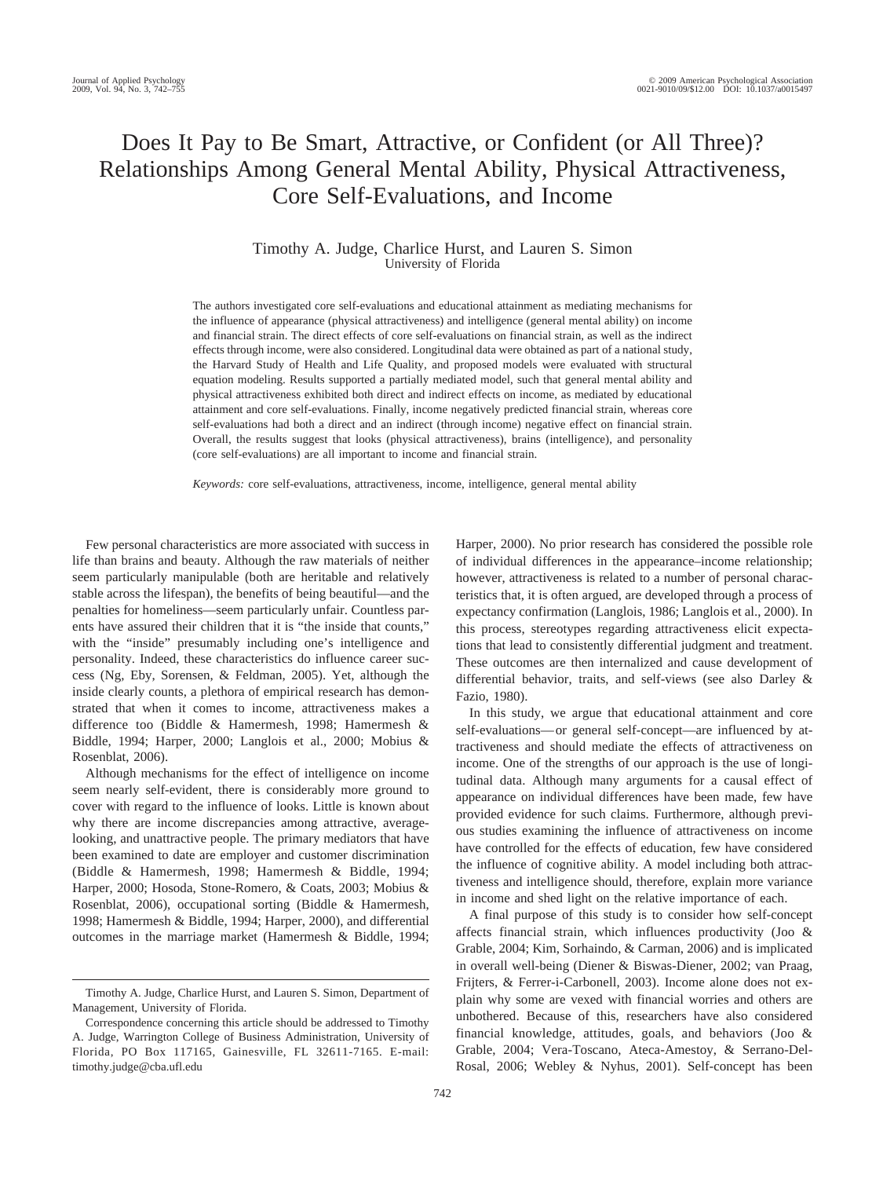# Does It Pay to Be Smart, Attractive, or Confident (or All Three)? Relationships Among General Mental Ability, Physical Attractiveness, Core Self-Evaluations, and Income

Timothy A. Judge, Charlice Hurst, and Lauren S. Simon
University of Florida

The authors investigated core self-evaluations and educational attainment as mediating mechanisms for the influence of appearance (physical attractiveness) and intelligence (general mental ability) on income and financial strain. The direct effects of core self-evaluations on financial strain, as well as the indirect effects through income, were also considered. Longitudinal data were obtained as part of a national study, the Harvard Study of Health and Life Quality, and proposed models were evaluated with structural equation modeling. Results supported a partially mediated model, such that general mental ability and physical attractiveness exhibited both direct and indirect effects on income, as mediated by educational attainment and core self-evaluations. Finally, income negatively predicted financial strain, whereas core self-evaluations had both a direct and an indirect (through income) negative effect on financial strain. Overall, the results suggest that looks (physical attractiveness), brains (intelligence), and personality (core self-evaluations) are all important to income and financial strain.

*Keywords:* core self-evaluations, attractiveness, income, intelligence, general mental ability

Few personal characteristics are more associated with success in life than brains and beauty. Although the raw materials of neither seem particularly manipulable (both are heritable and relatively stable across the lifespan), the benefits of being beautiful—and the penalties for homeliness—seem particularly unfair. Countless parents have assured their children that it is "the inside that counts," with the "inside" presumably including one's intelligence and personality. Indeed, these characteristics do influence career success (Ng, Eby, Sorensen, & Feldman, 2005). Yet, although the inside clearly counts, a plethora of empirical research has demonstrated that when it comes to income, attractiveness makes a difference too (Biddle & Hamermesh, 1998; Hamermesh & Biddle, 1994; Harper, 2000; Langlois et al., 2000; Mobius & Rosenblat, 2006).

Although mechanisms for the effect of intelligence on income seem nearly self-evident, there is considerably more ground to cover with regard to the influence of looks. Little is known about why there are income discrepancies among attractive, average-looking, and unattractive people. The primary mediators that have been examined to date are employer and customer discrimination (Biddle & Hamermesh, 1998; Hamermesh & Biddle, 1994; Harper, 2000; Hosoda, Stone-Romero, & Coats, 2003; Mobius & Rosenblat, 2006), occupational sorting (Biddle & Hamermesh, 1998; Hamermesh & Biddle, 1994; Harper, 2000), and differential outcomes in the marriage market (Hamermesh & Biddle, 1994; Harper, 2000). No prior research has considered the possible role of individual differences in the appearance–income relationship; however, attractiveness is related to a number of personal characteristics that, it is often argued, are developed through a process of expectancy confirmation (Langlois, 1986; Langlois et al., 2000). In this process, stereotypes regarding attractiveness elicit expectations that lead to consistently differential judgment and treatment. These outcomes are then internalized and cause development of differential behavior, traits, and self-views (see also Darley & Fazio, 1980).

In this study, we argue that educational attainment and core self-evaluations—or general self-concept—are influenced by attractiveness and should mediate the effects of attractiveness on income. One of the strengths of our approach is the use of longitudinal data. Although many arguments for a causal effect of appearance on individual differences have been made, few have provided evidence for such claims. Furthermore, although previous studies examining the influence of attractiveness on income have controlled for the effects of education, few have considered the influence of cognitive ability. A model including both attractiveness and intelligence should, therefore, explain more variance in income and shed light on the relative importance of each.

A final purpose of this study is to consider how self-concept affects financial strain, which influences productivity (Joo & Grable, 2004; Kim, Sorhaindo, & Carman, 2006) and is implicated in overall well-being (Diener & Biswas-Diener, 2002; van Praag, Frijters, & Ferrer-i-Carbonell, 2003). Income alone does not explain why some are vexed with financial worries and others are unbothered. Because of this, researchers have also considered financial knowledge, attitudes, goals, and behaviors (Joo & Grable, 2004; Vera-Toscano, Ateca-Amestoy, & Serrano-Del-Rosal, 2006; Webley & Nyhus, 2001). Self-concept has been

Timothy A. Judge, Charlice Hurst, and Lauren S. Simon, Department of Management, University of Florida.

Correspondence concerning this article should be addressed to Timothy A. Judge, Warrington College of Business Administration, University of Florida, PO Box 117165, Gainesville, FL 32611-7165. E-mail: timothy.judge@cba.ufl.edu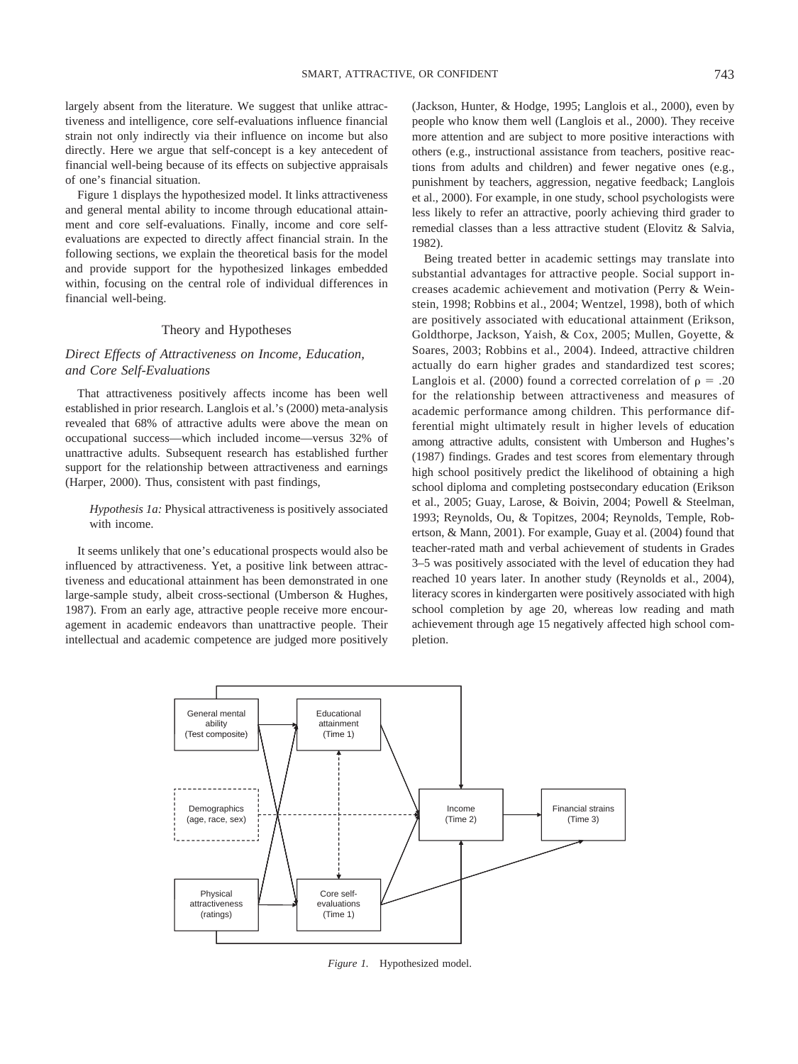largely absent from the literature. We suggest that unlike attractiveness and intelligence, core self-evaluations influence financial strain not only indirectly via their influence on income but also directly. Here we argue that self-concept is a key antecedent of financial well-being because of its effects on subjective appraisals of one's financial situation.

Figure 1 displays the hypothesized model. It links attractiveness and general mental ability to income through educational attainment and core self-evaluations. Finally, income and core self-evaluations are expected to directly affect financial strain. In the following sections, we explain the theoretical basis for the model and provide support for the hypothesized linkages embedded within, focusing on the central role of individual differences in financial well-being.

## Theory and Hypotheses

### *Direct Effects of Attractiveness on Income, Education, and Core Self-Evaluations*

That attractiveness positively affects income has been well established in prior research. Langlois et al.'s (2000) meta-analysis revealed that 68% of attractive adults were above the mean on occupational success—which included income—versus 32% of unattractive adults. Subsequent research has established further support for the relationship between attractiveness and earnings (Harper, 2000). Thus, consistent with past findings,

> *Hypothesis 1a:* Physical attractiveness is positively associated with income.

It seems unlikely that one's educational prospects would also be influenced by attractiveness. Yet, a positive link between attractiveness and educational attainment has been demonstrated in one large-sample study, albeit cross-sectional (Umberson & Hughes, 1987). From an early age, attractive people receive more encouragement in academic endeavors than unattractive people. Their intellectual and academic competence are judged more positively (Jackson, Hunter, & Hodge, 1995; Langlois et al., 2000), even by people who know them well (Langlois et al., 2000). They receive more attention and are subject to more positive interactions with others (e.g., instructional assistance from teachers, positive reactions from adults and children) and fewer negative ones (e.g., punishment by teachers, aggression, negative feedback; Langlois et al., 2000). For example, in one study, school psychologists were less likely to refer an attractive, poorly achieving third grader to remedial classes than a less attractive student (Elovitz & Salvia, 1982).

Being treated better in academic settings may translate into substantial advantages for attractive people. Social support increases academic achievement and motivation (Perry & Weinstein, 1998; Robbins et al., 2004; Wentzel, 1998), both of which are positively associated with educational attainment (Erikson, Goldthorpe, Jackson, Yaish, & Cox, 2005; Mullen, Goyette, & Soares, 2003; Robbins et al., 2004). Indeed, attractive children actually do earn higher grades and standardized test scores; Langlois et al. (2000) found a corrected correlation of $\rho = .20$ for the relationship between attractiveness and measures of academic performance among children. This performance differential might ultimately result in higher levels of education among attractive adults, consistent with Umberson and Hughes's (1987) findings. Grades and test scores from elementary through high school positively predict the likelihood of obtaining a high school diploma and completing postsecondary education (Erikson et al., 2005; Guay, Larose, & Boivin, 2004; Powell & Steelman, 1993; Reynolds, Ou, & Topitzes, 2004; Reynolds, Temple, Robertson, & Mann, 2001). For example, Guay et al. (2004) found that teacher-rated math and verbal achievement of students in Grades 3–5 was positively associated with the level of education they had reached 10 years later. In another study (Reynolds et al., 2004), literacy scores in kindergarten were positively associated with high school completion by age 20, whereas low reading and math achievement through age 15 negatively affected high school completion.

*Figure 1.* Hypothesized model.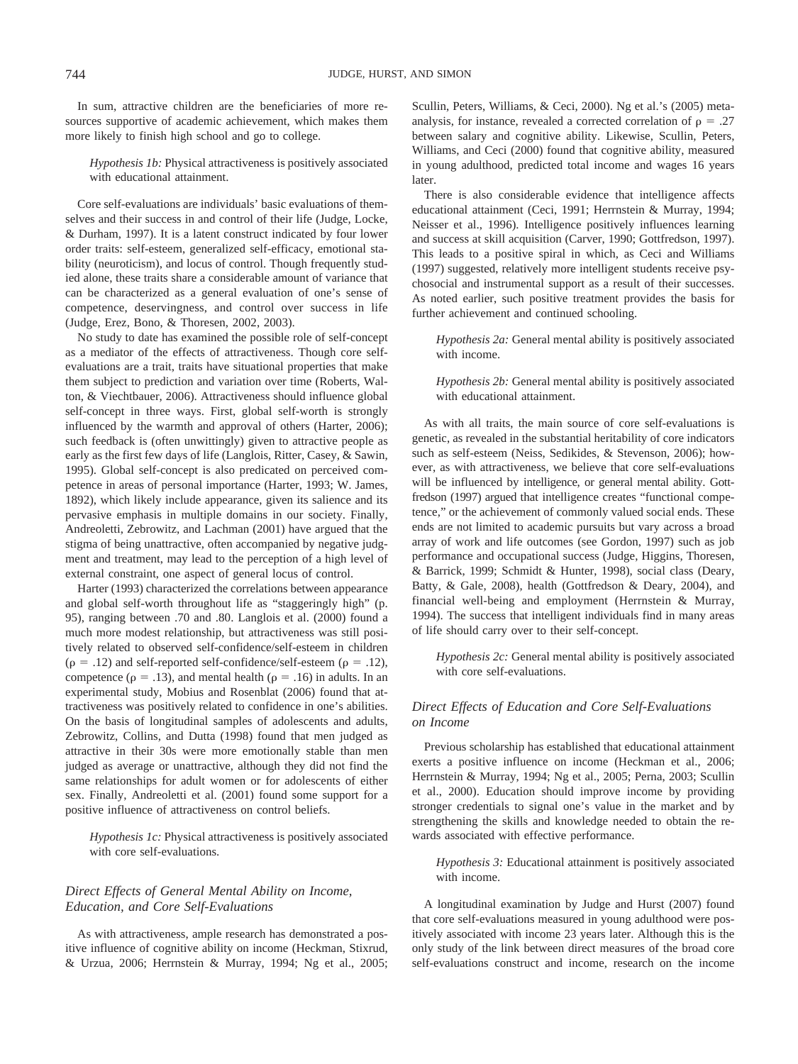In sum, attractive children are the beneficiaries of more resources supportive of academic achievement, which makes them more likely to finish high school and go to college.

> *Hypothesis 1b:* Physical attractiveness is positively associated with educational attainment.

Core self-evaluations are individuals' basic evaluations of themselves and their success in and control of their life (Judge, Locke, & Durham, 1997). It is a latent construct indicated by four lower order traits: self-esteem, generalized self-efficacy, emotional stability (neuroticism), and locus of control. Though frequently studied alone, these traits share a considerable amount of variance that can be characterized as a general evaluation of one's sense of competence, deservingness, and control over success in life (Judge, Erez, Bono, & Thoresen, 2002, 2003).

No study to date has examined the possible role of self-concept as a mediator of the effects of attractiveness. Though core self-evaluations are a trait, traits have situational properties that make them subject to prediction and variation over time (Roberts, Walton, & Viechtbauer, 2006). Attractiveness should influence global self-concept in three ways. First, global self-worth is strongly influenced by the warmth and approval of others (Harter, 2006); such feedback is (often unwittingly) given to attractive people as early as the first few days of life (Langlois, Ritter, Casey, & Sawin, 1995). Global self-concept is also predicated on perceived competence in areas of personal importance (Harter, 1993; W. James, 1892), which likely include appearance, given its salience and its pervasive emphasis in multiple domains in our society. Finally, Andreoletti, Zebrowitz, and Lachman (2001) have argued that the stigma of being unattractive, often accompanied by negative judgment and treatment, may lead to the perception of a high level of external constraint, one aspect of general locus of control.

Harter (1993) characterized the correlations between appearance and global self-worth throughout life as "staggeringly high" (p. 95), ranging between .70 and .80. Langlois et al. (2000) found a much more modest relationship, but attractiveness was still positively related to observed self-confidence/self-esteem in children ($\rho$ = .12) and self-reported self-confidence/self-esteem ($\rho$ = .12), competence ($\rho$ = .13), and mental health ($\rho$ = .16) in adults. In an experimental study, Mobius and Rosenblat (2006) found that attractiveness was positively related to confidence in one's abilities. On the basis of longitudinal samples of adolescents and adults, Zebrowitz, Collins, and Dutta (1998) found that men judged as attractive in their 30s were more emotionally stable than men judged as average or unattractive, although they did not find the same relationships for adult women or for adolescents of either sex. Finally, Andreoletti et al. (2001) found some support for a positive influence of attractiveness on control beliefs.

> *Hypothesis 1c:* Physical attractiveness is positively associated with core self-evaluations.

### Direct Effects of General Mental Ability on Income, Education, and Core Self-Evaluations

As with attractiveness, ample research has demonstrated a positive influence of cognitive ability on income (Heckman, Stixrud, & Urzua, 2006; Herrnstein & Murray, 1994; Ng et al., 2005; Scullin, Peters, Williams, & Ceci, 2000). Ng et al.'s (2005) meta-analysis, for instance, revealed a corrected correlation of $\rho$ = .27 between salary and cognitive ability. Likewise, Scullin, Peters, Williams, and Ceci (2000) found that cognitive ability, measured in young adulthood, predicted total income and wages 16 years later.

There is also considerable evidence that intelligence affects educational attainment (Ceci, 1991; Herrnstein & Murray, 1994; Neisser et al., 1996). Intelligence positively influences learning and success at skill acquisition (Carver, 1990; Gottfredson, 1997). This leads to a positive spiral in which, as Ceci and Williams (1997) suggested, relatively more intelligent students receive psychosocial and instrumental support as a result of their successes. As noted earlier, such positive treatment provides the basis for further achievement and continued schooling.

> *Hypothesis 2a:* General mental ability is positively associated with income.

> *Hypothesis 2b:* General mental ability is positively associated with educational attainment.

As with all traits, the main source of core self-evaluations is genetic, as revealed in the substantial heritability of core indicators such as self-esteem (Neiss, Sedikides, & Stevenson, 2006); however, as with attractiveness, we believe that core self-evaluations will be influenced by intelligence, or general mental ability. Gottfredson (1997) argued that intelligence creates "functional competence," or the achievement of commonly valued social ends. These ends are not limited to academic pursuits but vary across a broad array of work and life outcomes (see Gordon, 1997) such as job performance and occupational success (Judge, Higgins, Thoresen, & Barrick, 1999; Schmidt & Hunter, 1998), social class (Deary, Batty, & Gale, 2008), health (Gottfredson & Deary, 2004), and financial well-being and employment (Herrnstein & Murray, 1994). The success that intelligent individuals find in many areas of life should carry over to their self-concept.

> *Hypothesis 2c:* General mental ability is positively associated with core self-evaluations.

### Direct Effects of Education and Core Self-Evaluations on Income

Previous scholarship has established that educational attainment exerts a positive influence on income (Heckman et al., 2006; Herrnstein & Murray, 1994; Ng et al., 2005; Perna, 2003; Scullin et al., 2000). Education should improve income by providing stronger credentials to signal one's value in the market and by strengthening the skills and knowledge needed to obtain the rewards associated with effective performance.

> *Hypothesis 3:* Educational attainment is positively associated with income.

A longitudinal examination by Judge and Hurst (2007) found that core self-evaluations measured in young adulthood were positively associated with income 23 years later. Although this is the only study of the link between direct measures of the broad core self-evaluations construct and income, research on the income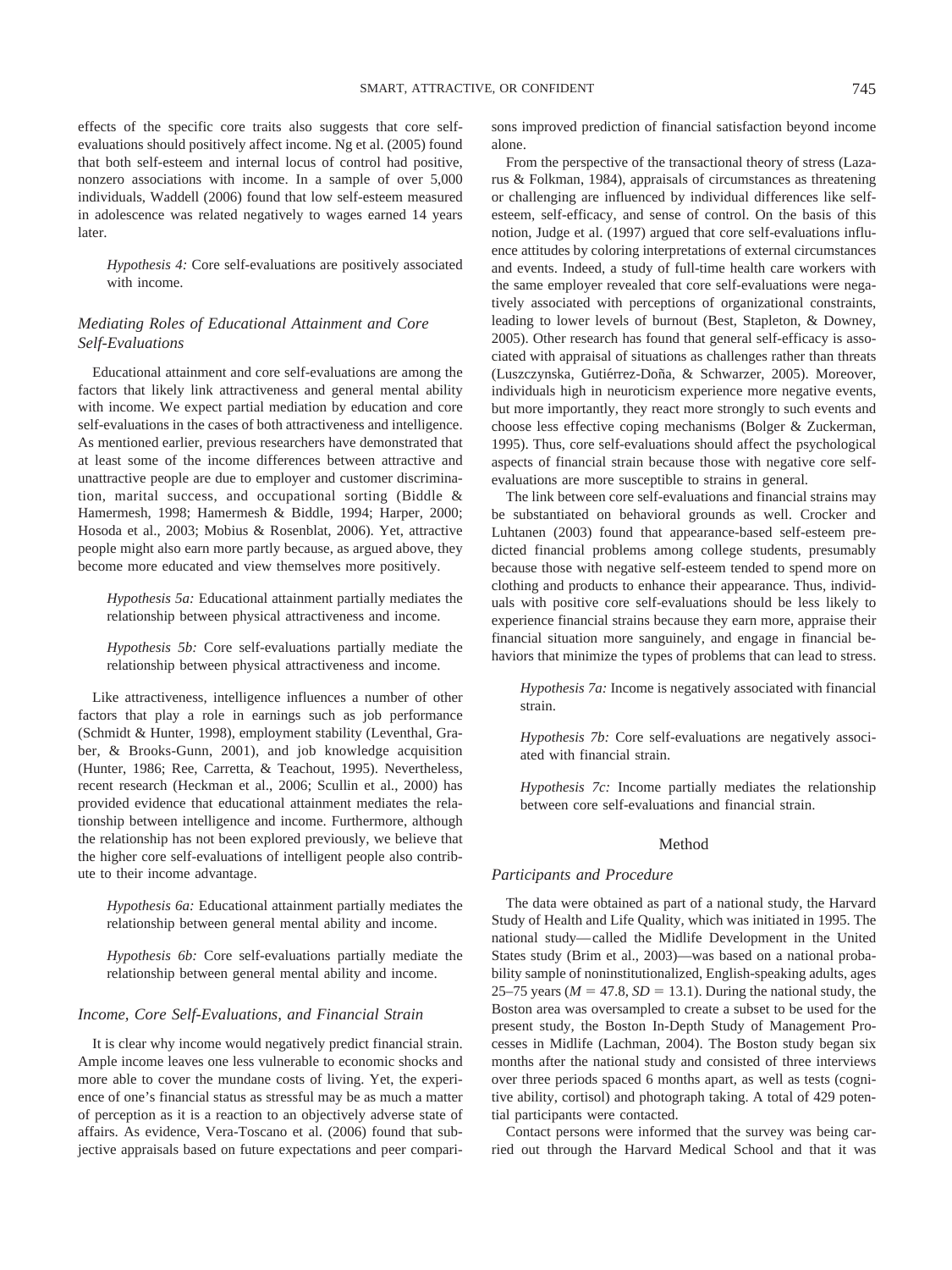effects of the specific core traits also suggests that core self-evaluations should positively affect income. Ng et al. (2005) found that both self-esteem and internal locus of control had positive, nonzero associations with income. In a sample of over 5,000 individuals, Waddell (2006) found that low self-esteem measured in adolescence was related negatively to wages earned 14 years later.

> *Hypothesis 4:* Core self-evaluations are positively associated with income.

### *Mediating Roles of Educational Attainment and Core Self-Evaluations*

Educational attainment and core self-evaluations are among the factors that likely link attractiveness and general mental ability with income. We expect partial mediation by education and core self-evaluations in the cases of both attractiveness and intelligence. As mentioned earlier, previous researchers have demonstrated that at least some of the income differences between attractive and unattractive people are due to employer and customer discrimination, marital success, and occupational sorting (Biddle & Hamermesh, 1998; Hamermesh & Biddle, 1994; Harper, 2000; Hosoda et al., 2003; Mobius & Rosenblat, 2006). Yet, attractive people might also earn more partly because, as argued above, they become more educated and view themselves more positively.

> *Hypothesis 5a:* Educational attainment partially mediates the relationship between physical attractiveness and income.

> *Hypothesis 5b:* Core self-evaluations partially mediate the relationship between physical attractiveness and income.

Like attractiveness, intelligence influences a number of other factors that play a role in earnings such as job performance (Schmidt & Hunter, 1998), employment stability (Leventhal, Graber, & Brooks-Gunn, 2001), and job knowledge acquisition (Hunter, 1986; Ree, Carretta, & Teachout, 1995). Nevertheless, recent research (Heckman et al., 2006; Scullin et al., 2000) has provided evidence that educational attainment mediates the relationship between intelligence and income. Furthermore, although the relationship has not been explored previously, we believe that the higher core self-evaluations of intelligent people also contribute to their income advantage.

> *Hypothesis 6a:* Educational attainment partially mediates the relationship between general mental ability and income.

> *Hypothesis 6b:* Core self-evaluations partially mediate the relationship between general mental ability and income.

### *Income, Core Self-Evaluations, and Financial Strain*

It is clear why income would negatively predict financial strain. Ample income leaves one less vulnerable to economic shocks and more able to cover the mundane costs of living. Yet, the experience of one's financial status as stressful may be as much a matter of perception as it is a reaction to an objectively adverse state of affairs. As evidence, Vera-Toscano et al. (2006) found that subjective appraisals based on future expectations and peer comparisons improved prediction of financial satisfaction beyond income alone.

From the perspective of the transactional theory of stress (Lazarus & Folkman, 1984), appraisals of circumstances as threatening or challenging are influenced by individual differences like self-esteem, self-efficacy, and sense of control. On the basis of this notion, Judge et al. (1997) argued that core self-evaluations influence attitudes by coloring interpretations of external circumstances and events. Indeed, a study of full-time health care workers with the same employer revealed that core self-evaluations were negatively associated with perceptions of organizational constraints, leading to lower levels of burnout (Best, Stapleton, & Downey, 2005). Other research has found that general self-efficacy is associated with appraisal of situations as challenges rather than threats (Luszczynska, Gutiérrez-Doña, & Schwarzer, 2005). Moreover, individuals high in neuroticism experience more negative events, but more importantly, they react more strongly to such events and choose less effective coping mechanisms (Bolger & Zuckerman, 1995). Thus, core self-evaluations should affect the psychological aspects of financial strain because those with negative core self-evaluations are more susceptible to strains in general.

The link between core self-evaluations and financial strains may be substantiated on behavioral grounds as well. Crocker and Luhtanen (2003) found that appearance-based self-esteem predicted financial problems among college students, presumably because those with negative self-esteem tended to spend more on clothing and products to enhance their appearance. Thus, individuals with positive core self-evaluations should be less likely to experience financial strains because they earn more, appraise their financial situation more sanguinely, and engage in financial behaviors that minimize the types of problems that can lead to stress.

> *Hypothesis 7a:* Income is negatively associated with financial strain.

> *Hypothesis 7b:* Core self-evaluations are negatively associated with financial strain.

> *Hypothesis 7c:* Income partially mediates the relationship between core self-evaluations and financial strain.

## Method

### *Participants and Procedure*

The data were obtained as part of a national study, the Harvard Study of Health and Life Quality, which was initiated in 1995. The national study—called the Midlife Development in the United States study (Brim et al., 2003)—was based on a national probability sample of noninstitutionalized, English-speaking adults, ages 25–75 years ($M = 47.8$, $SD = 13.1$). During the national study, the Boston area was oversampled to create a subset to be used for the present study, the Boston In-Depth Study of Management Processes in Midlife (Lachman, 2004). The Boston study began six months after the national study and consisted of three interviews over three periods spaced 6 months apart, as well as tests (cognitive ability, cortisol) and photograph taking. A total of 429 potential participants were contacted.

Contact persons were informed that the survey was being carried out through the Harvard Medical School and that it was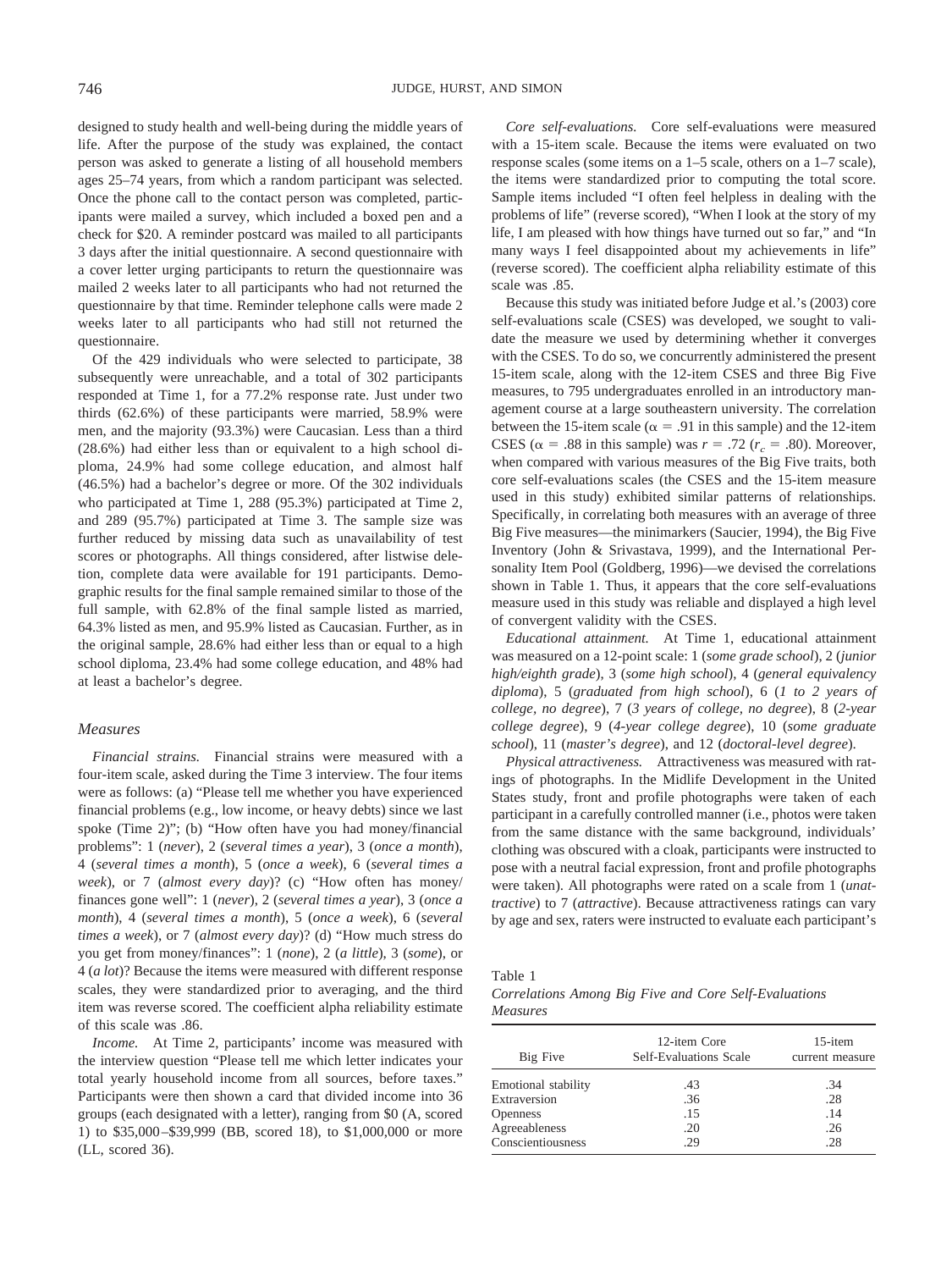designed to study health and well-being during the middle years of life. After the purpose of the study was explained, the contact person was asked to generate a listing of all household members ages 25–74 years, from which a random participant was selected. Once the phone call to the contact person was completed, participants were mailed a survey, which included a boxed pen and a check for $20. A reminder postcard was mailed to all participants 3 days after the initial questionnaire. A second questionnaire with a cover letter urging participants to return the questionnaire was mailed 2 weeks later to all participants who had not returned the questionnaire by that time. Reminder telephone calls were made 2 weeks later to all participants who had still not returned the questionnaire.

Of the 429 individuals who were selected to participate, 38 subsequently were unreachable, and a total of 302 participants responded at Time 1, for a 77.2% response rate. Just under two thirds (62.6%) of these participants were married, 58.9% were men, and the majority (93.3%) were Caucasian. Less than a third (28.6%) had either less than or equivalent to a high school diploma, 24.9% had some college education, and almost half (46.5%) had a bachelor's degree or more. Of the 302 individuals who participated at Time 1, 288 (95.3%) participated at Time 2, and 289 (95.7%) participated at Time 3. The sample size was further reduced by missing data such as unavailability of test scores or photographs. All things considered, after listwise deletion, complete data were available for 191 participants. Demographic results for the final sample remained similar to those of the full sample, with 62.8% of the final sample listed as married, 64.3% listed as men, and 95.9% listed as Caucasian. Further, as in the original sample, 28.6% had either less than or equal to a high school diploma, 23.4% had some college education, and 48% had at least a bachelor's degree.

## Measures

*Financial strains.* Financial strains were measured with a four-item scale, asked during the Time 3 interview. The four items were as follows: (a) "Please tell me whether you have experienced financial problems (e.g., low income, or heavy debts) since we last spoke (Time 2)"; (b) "How often have you had money/financial problems": 1 (*never*), 2 (*several times a year*), 3 (*once a month*), 4 (*several times a month*), 5 (*once a week*), 6 (*several times a week*), or 7 (*almost every day*)? (c) "How often has money/finances gone well": 1 (*never*), 2 (*several times a year*), 3 (*once a month*), 4 (*several times a month*), 5 (*once a week*), 6 (*several times a week*), or 7 (*almost every day*)? (d) "How much stress do you get from money/finances": 1 (*none*), 2 (*a little*), 3 (*some*), or 4 (*a lot*)? Because the items were measured with different response scales, they were standardized prior to averaging, and the third item was reverse scored. The coefficient alpha reliability estimate of this scale was .86.

*Income.* At Time 2, participants' income was measured with the interview question "Please tell me which letter indicates your total yearly household income from all sources, before taxes." Participants were then shown a card that divided income into 36 groups (each designated with a letter), ranging from $0 (A, scored 1) to $35,000–$39,999 (BB, scored 18), to $1,000,000 or more (LL, scored 36).

*Core self-evaluations.* Core self-evaluations were measured with a 15-item scale. Because the items were evaluated on two response scales (some items on a 1–5 scale, others on a 1–7 scale), the items were standardized prior to computing the total score. Sample items included "I often feel helpless in dealing with the problems of life" (reverse scored), "When I look at the story of my life, I am pleased with how things have turned out so far," and "In many ways I feel disappointed about my achievements in life" (reverse scored). The coefficient alpha reliability estimate of this scale was .85.

Because this study was initiated before Judge et al.'s (2003) core self-evaluations scale (CSES) was developed, we sought to validate the measure we used by determining whether it converges with the CSES. To do so, we concurrently administered the present 15-item scale, along with the 12-item CSES and three Big Five measures, to 795 undergraduates enrolled in an introductory management course at a large southeastern university. The correlation between the 15-item scale ($\alpha = .91$ in this sample) and the 12-item CSES ($\alpha = .88$ in this sample) was $r = .72$ ($r_c = .80$). Moreover, when compared with various measures of the Big Five traits, both core self-evaluations scales (the CSES and the 15-item measure used in this study) exhibited similar patterns of relationships. Specifically, in correlating both measures with an average of three Big Five measures—the minimarkers (Saucier, 1994), the Big Five Inventory (John & Srivastava, 1999), and the International Personality Item Pool (Goldberg, 1996)—we devised the correlations shown in Table 1. Thus, it appears that the core self-evaluations measure used in this study was reliable and displayed a high level of convergent validity with the CSES.

*Educational attainment.* At Time 1, educational attainment was measured on a 12-point scale: 1 (*some grade school*), 2 (*junior high/eighth grade*), 3 (*some high school*), 4 (*general equivalency diploma*), 5 (*graduated from high school*), 6 (*1 to 2 years of college, no degree*), 7 (*3 years of college, no degree*), 8 (*2-year college degree*), 9 (*4-year college degree*), 10 (*some graduate school*), 11 (*master's degree*), and 12 (*doctoral-level degree*).

*Physical attractiveness.* Attractiveness was measured with ratings of photographs. In the Midlife Development in the United States study, front and profile photographs were taken of each participant in a carefully controlled manner (i.e., photos were taken from the same distance with the same background, individuals' clothing was obscured with a cloak, participants were instructed to pose with a neutral facial expression, front and profile photographs were taken). All photographs were rated on a scale from 1 (*unattractive*) to 7 (*attractive*). Because attractiveness ratings can vary by age and sex, raters were instructed to evaluate each participant's

Table 1
*Correlations Among Big Five and Core Self-Evaluations Measures*

| Big Five | 12-item Core Self-Evaluations Scale | 15-item current measure |
|---|---|---|
| Emotional stability | .43 | .34 |
| Extraversion | .36 | .28 |
| Openness | .15 | .14 |
| Agreeableness | .20 | .26 |
| Conscientiousness | .29 | .28 |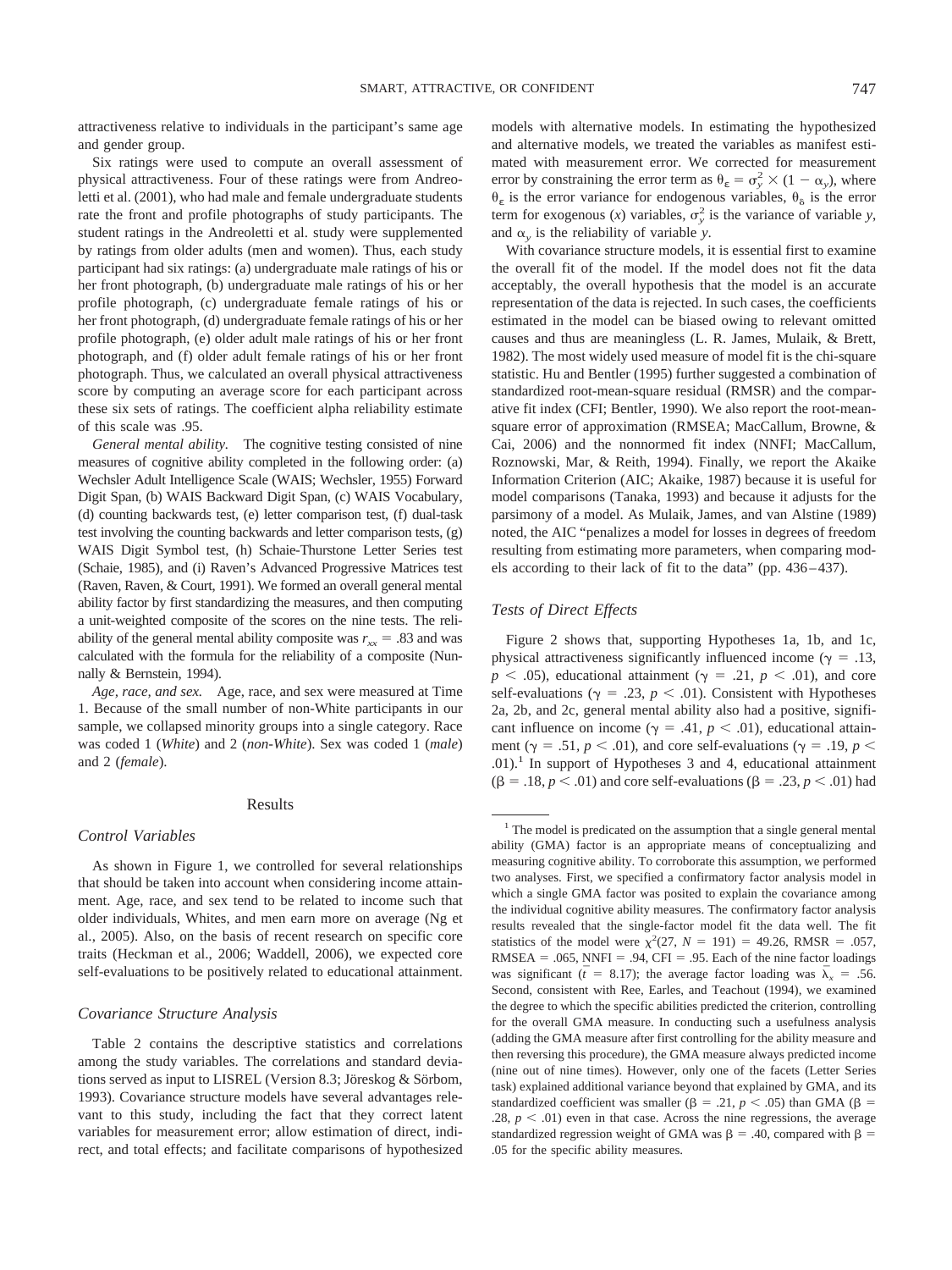attractiveness relative to individuals in the participant's same age and gender group.

Six ratings were used to compute an overall assessment of physical attractiveness. Four of these ratings were from Andreoletti et al. (2001), who had male and female undergraduate students rate the front and profile photographs of study participants. The student ratings in the Andreoletti et al. study were supplemented by ratings from older adults (men and women). Thus, each study participant had six ratings: (a) undergraduate male ratings of his or her front photograph, (b) undergraduate male ratings of his or her profile photograph, (c) undergraduate female ratings of his or her front photograph, (d) undergraduate female ratings of his or her profile photograph, (e) older adult male ratings of his or her front photograph, and (f) older adult female ratings of his or her front photograph. Thus, we calculated an overall physical attractiveness score by computing an average score for each participant across these six sets of ratings. The coefficient alpha reliability estimate of this scale was .95.

*General mental ability.* The cognitive testing consisted of nine measures of cognitive ability completed in the following order: (a) Wechsler Adult Intelligence Scale (WAIS; Wechsler, 1955) Forward Digit Span, (b) WAIS Backward Digit Span, (c) WAIS Vocabulary, (d) counting backwards test, (e) letter comparison test, (f) dual-task test involving the counting backwards and letter comparison tests, (g) WAIS Digit Symbol test, (h) Schaie-Thurstone Letter Series test (Schaie, 1985), and (i) Raven's Advanced Progressive Matrices test (Raven, Raven, & Court, 1991). We formed an overall general mental ability factor by first standardizing the measures, and then computing a unit-weighted composite of the scores on the nine tests. The reliability of the general mental ability composite was $r_{xx} = .83$ and was calculated with the formula for the reliability of a composite (Nunnally & Bernstein, 1994).

*Age, race, and sex.* Age, race, and sex were measured at Time 1. Because of the small number of non-White participants in our sample, we collapsed minority groups into a single category. Race was coded 1 (*White*) and 2 (*non-White*). Sex was coded 1 (*male*) and 2 (*female*).

## Results

### Control Variables

As shown in Figure 1, we controlled for several relationships that should be taken into account when considering income attainment. Age, race, and sex tend to be related to income such that older individuals, Whites, and men earn more on average (Ng et al., 2005). Also, on the basis of recent research on specific core traits (Heckman et al., 2006; Waddell, 2006), we expected core self-evaluations to be positively related to educational attainment.

### Covariance Structure Analysis

Table 2 contains the descriptive statistics and correlations among the study variables. The correlations and standard deviations served as input to LISREL (Version 8.3; Jöreskog & Sörbom, 1993). Covariance structure models have several advantages relevant to this study, including the fact that they correct latent variables for measurement error; allow estimation of direct, indirect, and total effects; and facilitate comparisons of hypothesized models with alternative models. In estimating the hypothesized and alternative models, we treated the variables as manifest estimated with measurement error. We corrected for measurement error by constraining the error term as $\theta_\varepsilon = \sigma_y^2 \times (1 - \alpha_y)$, where $\theta_\varepsilon$ is the error variance for endogenous variables, $\theta_\delta$ is the error term for exogenous ($x$) variables, $\sigma_y^2$ is the variance of variable $y$, and $\alpha_y$ is the reliability of variable $y$.

With covariance structure models, it is essential first to examine the overall fit of the model. If the model does not fit the data acceptably, the overall hypothesis that the model is an accurate representation of the data is rejected. In such cases, the coefficients estimated in the model can be biased owing to relevant omitted causes and thus are meaningless (L. R. James, Mulaik, & Brett, 1982). The most widely used measure of model fit is the chi-square statistic. Hu and Bentler (1995) further suggested a combination of standardized root-mean-square residual (RMSR) and the comparative fit index (CFI; Bentler, 1990). We also report the root-mean-square error of approximation (RMSEA; MacCallum, Browne, & Cai, 2006) and the nonnormed fit index (NNFI; MacCallum, Roznowski, Mar, & Reith, 1994). Finally, we report the Akaike Information Criterion (AIC; Akaike, 1987) because it is useful for model comparisons (Tanaka, 1993) and because it adjusts for the parsimony of a model. As Mulaik, James, and van Alstine (1989) noted, the AIC "penalizes a model for losses in degrees of freedom resulting from estimating more parameters, when comparing models according to their lack of fit to the data" (pp. 436–437).

### Tests of Direct Effects

Figure 2 shows that, supporting Hypotheses 1a, 1b, and 1c, physical attractiveness significantly influenced income ($\gamma = .13$, $p < .05$), educational attainment ($\gamma = .21$, $p < .01$), and core self-evaluations ($\gamma = .23$, $p < .01$). Consistent with Hypotheses 2a, 2b, and 2c, general mental ability also had a positive, significant influence on income ($\gamma = .41$, $p < .01$), educational attainment ($\gamma = .51$, $p < .01$), and core self-evaluations ($\gamma = .19$, $p < .01$).[1] In support of Hypotheses 3 and 4, educational attainment ($\beta = .18$, $p < .01$) and core self-evaluations ($\beta = .23$, $p < .01$) had

---

[1] The model is predicated on the assumption that a single general mental ability (GMA) factor is an appropriate means of conceptualizing and measuring cognitive ability. To corroborate this assumption, we performed two analyses. First, we specified a confirmatory factor analysis model in which a single GMA factor was posited to explain the covariance among the individual cognitive ability measures. The confirmatory factor analysis results revealed that the single-factor model fit the data well. The fit statistics of the model were $\chi^2(27, N = 191) = 49.26$, RMSR = .057, RMSEA = .065, NNFI = .94, CFI = .95. Each of the nine factor loadings was significant ($\bar{t} = 8.17$); the average factor loading was $\bar{\lambda}_x = .56$. Second, consistent with Ree, Earles, and Teachout (1994), we examined the degree to which the specific abilities predicted the criterion, controlling for the overall GMA measure. In conducting such a usefulness analysis (adding the GMA measure after first controlling for the ability measure and then reversing this procedure), the GMA measure always predicted income (nine out of nine times). However, only one of the facets (Letter Series task) explained additional variance beyond that explained by GMA, and its standardized coefficient was smaller ($\beta = .21$, $p < .05$) than GMA ($\beta = .28$, $p < .01$) even in that case. Across the nine regressions, the average standardized regression weight of GMA was $\beta = .40$, compared with $\beta = .05$ for the specific ability measures.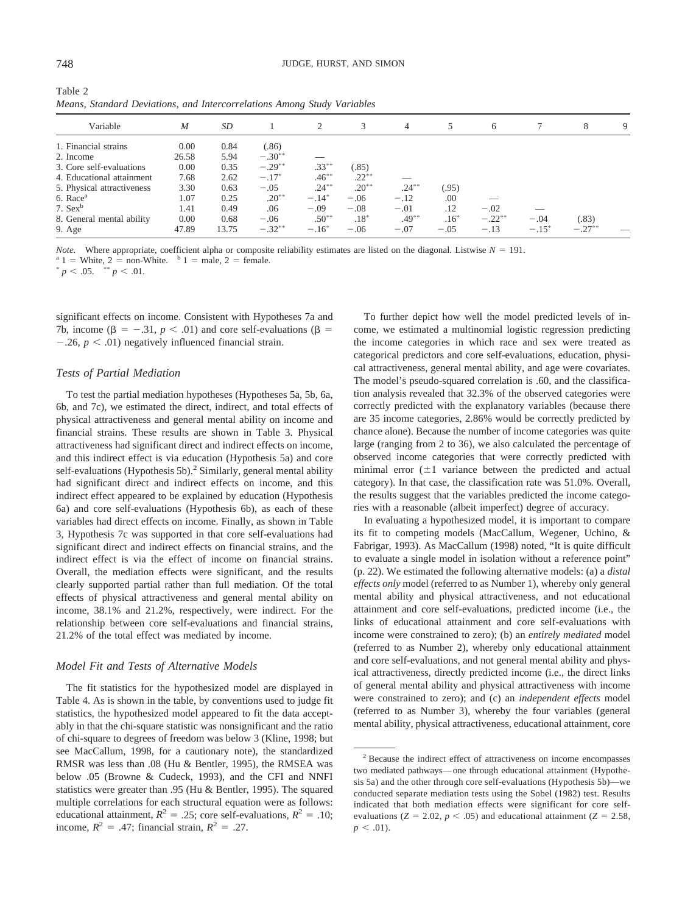Table 2
*Means, Standard Deviations, and Intercorrelations Among Study Variables*

| Variable | *M* | *SD* | 1 | 2 | 3 | 4 | 5 | 6 | 7 | 8 | 9 |
|---|---|---|---|---|---|---|---|---|---|---|---|
| 1. Financial strains | 0.00 | 0.84 | (.86) | | | | | | | | |
| 2. Income | 26.58 | 5.94 | −.30** | — | | | | | | | |
| 3. Core self-evaluations | 0.00 | 0.35 | −.29** | .33** | (.85) | | | | | | |
| 4. Educational attainment | 7.68 | 2.62 | −.17* | .46** | .22** | — | | | | | |
| 5. Physical attractiveness | 3.30 | 0.63 | −.05 | .24** | .20** | .24** | (.95) | | | | |
| 6. Race[a] | 1.07 | 0.25 | .20** | −.14* | −.06 | −.12 | .00 | — | | | |
| 7. Sex[b] | 1.41 | 0.49 | .06 | −.09 | −.08 | −.01 | .12 | −.02 | — | | |
| 8. General mental ability | 0.00 | 0.68 | −.06 | .50** | .18* | .49** | .16* | −.22** | −.04 | (.83) | |
| 9. Age | 47.89 | 13.75 | −.32** | −.16* | −.06 | −.07 | −.05 | −.13 | −.15* | −.27** | — |

*Note.* Where appropriate, coefficient alpha or composite reliability estimates are listed on the diagonal. Listwise $N = 191$.
[a] 1 = White, 2 = non-White. [b] 1 = male, 2 = female.
* $p < .05$. ** $p < .01$.

significant effects on income. Consistent with Hypotheses 7a and 7b, income ($\beta = -.31$, $p < .01$) and core self-evaluations ($\beta = -.26$, $p < .01$) negatively influenced financial strain.

### Tests of Partial Mediation

To test the partial mediation hypotheses (Hypotheses 5a, 5b, 6a, 6b, and 7c), we estimated the direct, indirect, and total effects of physical attractiveness and general mental ability on income and financial strains. These results are shown in Table 3. Physical attractiveness had significant direct and indirect effects on income, and this indirect effect is via education (Hypothesis 5a) and core self-evaluations (Hypothesis 5b).[2] Similarly, general mental ability had significant direct and indirect effects on income, and this indirect effect appeared to be explained by education (Hypothesis 6a) and core self-evaluations (Hypothesis 6b), as each of these variables had direct effects on income. Finally, as shown in Table 3, Hypothesis 7c was supported in that core self-evaluations had significant direct and indirect effects on financial strains, and the indirect effect is via the effect of income on financial strains. Overall, the mediation effects were significant, and the results clearly supported partial rather than full mediation. Of the total effects of physical attractiveness and general mental ability on income, 38.1% and 21.2%, respectively, were indirect. For the relationship between core self-evaluations and financial strains, 21.2% of the total effect was mediated by income.

### Model Fit and Tests of Alternative Models

The fit statistics for the hypothesized model are displayed in Table 4. As is shown in the table, by conventions used to judge fit statistics, the hypothesized model appeared to fit the data acceptably in that the chi-square statistic was nonsignificant and the ratio of chi-square to degrees of freedom was below 3 (Kline, 1998; but see MacCallum, 1998, for a cautionary note), the standardized RMSR was less than .08 (Hu & Bentler, 1995), the RMSEA was below .05 (Browne & Cudeck, 1993), and the CFI and NNFI statistics were greater than .95 (Hu & Bentler, 1995). The squared multiple correlations for each structural equation were as follows: educational attainment, $R^2 = .25$; core self-evaluations, $R^2 = .10$; income, $R^2 = .47$; financial strain, $R^2 = .27$.

To further depict how well the model predicted levels of income, we estimated a multinomial logistic regression predicting the income categories in which race and sex were treated as categorical predictors and core self-evaluations, education, physical attractiveness, general mental ability, and age were covariates. The model's pseudo-squared correlation is .60, and the classification analysis revealed that 32.3% of the observed categories were correctly predicted with the explanatory variables (because there are 35 income categories, 2.86% would be correctly predicted by chance alone). Because the number of income categories was quite large (ranging from 2 to 36), we also calculated the percentage of observed income categories that were correctly predicted with minimal error (±1 variance between the predicted and actual category). In that case, the classification rate was 51.0%. Overall, the results suggest that the variables predicted the income categories with a reasonable (albeit imperfect) degree of accuracy.

In evaluating a hypothesized model, it is important to compare its fit to competing models (MacCallum, Wegener, Uchino, & Fabrigar, 1993). As MacCallum (1998) noted, "It is quite difficult to evaluate a single model in isolation without a reference point" (p. 22). We estimated the following alternative models: (a) a *distal effects only* model (referred to as Number 1), whereby only general mental ability and physical attractiveness, and not educational attainment and core self-evaluations, predicted income (i.e., the links of educational attainment and core self-evaluations with income were constrained to zero); (b) an *entirely mediated* model (referred to as Number 2), whereby only educational attainment and core self-evaluations, and not general mental ability and physical attractiveness, directly predicted income (i.e., the direct links of general mental ability and physical attractiveness with income were constrained to zero); and (c) an *independent effects* model (referred to as Number 3), whereby the four variables (general mental ability, physical attractiveness, educational attainment, core

[2] Because the indirect effect of attractiveness on income encompasses two mediated pathways—one through educational attainment (Hypothesis 5a) and the other through core self-evaluations (Hypothesis 5b)—we conducted separate mediation tests using the Sobel (1982) test. Results indicated that both mediation effects were significant for core self-evaluations ($Z = 2.02$, $p < .05$) and educational attainment ($Z = 2.58$, $p < .01$).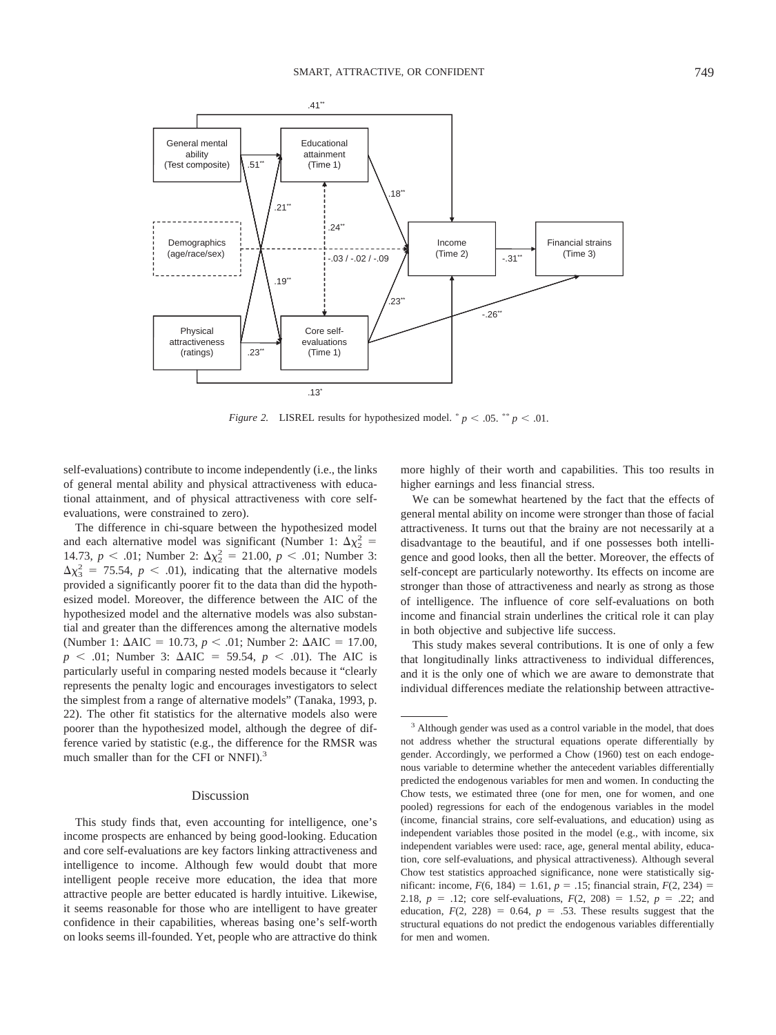*Figure 2.* LISREL results for hypothesized model. * $p < .05$. ** $p < .01$.

self-evaluations) contribute to income independently (i.e., the links of general mental ability and physical attractiveness with educational attainment, and of physical attractiveness with core self-evaluations, were constrained to zero).

The difference in chi-square between the hypothesized model and each alternative model was significant (Number 1: $\Delta\chi^2_2 = 14.73$, $p < .01$; Number 2: $\Delta\chi^2_2 = 21.00$, $p < .01$; Number 3: $\Delta\chi^2_3 = 75.54$, $p < .01$), indicating that the alternative models provided a significantly poorer fit to the data than did the hypothesized model. Moreover, the difference between the AIC of the hypothesized model and the alternative models was also substantial and greater than the differences among the alternative models (Number 1: $\Delta$AIC $= 10.73$, $p < .01$; Number 2: $\Delta$AIC $= 17.00$, $p < .01$; Number 3: $\Delta$AIC $= 59.54$, $p < .01$). The AIC is particularly useful in comparing nested models because it "clearly represents the penalty logic and encourages investigators to select the simplest from a range of alternative models" (Tanaka, 1993, p. 22). The other fit statistics for the alternative models also were poorer than the hypothesized model, although the degree of difference varied by statistic (e.g., the difference for the RMSR was much smaller than for the CFI or NNFI).[3]

## Discussion

This study finds that, even accounting for intelligence, one's income prospects are enhanced by being good-looking. Education and core self-evaluations are key factors linking attractiveness and intelligence to income. Although few would doubt that more intelligent people receive more education, the idea that more attractive people are better educated is hardly intuitive. Likewise, it seems reasonable for those who are intelligent to have greater confidence in their capabilities, whereas basing one's self-worth on looks seems ill-founded. Yet, people who are attractive do think more highly of their worth and capabilities. This too results in higher earnings and less financial stress.

We can be somewhat heartened by the fact that the effects of general mental ability on income were stronger than those of facial attractiveness. It turns out that the brainy are not necessarily at a disadvantage to the beautiful, and if one possesses both intelligence and good looks, then all the better. Moreover, the effects of self-concept are particularly noteworthy. Its effects on income are stronger than those of attractiveness and nearly as strong as those of intelligence. The influence of core self-evaluations on both income and financial strain underlines the critical role it can play in both objective and subjective life success.

This study makes several contributions. It is one of only a few that longitudinally links attractiveness to individual differences, and it is the only one of which we are aware to demonstrate that individual differences mediate the relationship between attractive-

[3] Although gender was used as a control variable in the model, that does not address whether the structural equations operate differentially by gender. Accordingly, we performed a Chow (1960) test on each endogenous variable to determine whether the antecedent variables differentially predicted the endogenous variables for men and women. In conducting the Chow tests, we estimated three (one for men, one for women, and one pooled) regressions for each of the endogenous variables in the model (income, financial strains, core self-evaluations, and education) using as independent variables those posited in the model (e.g., with income, six independent variables were used: race, age, general mental ability, education, core self-evaluations, and physical attractiveness). Although several Chow test statistics approached significance, none were statistically significant: income, $F(6, 184) = 1.61$, $p = .15$; financial strain, $F(2, 234) = 2.18$, $p = .12$; core self-evaluations, $F(2, 208) = 1.52$, $p = .22$; and education, $F(2, 228) = 0.64$, $p = .53$. These results suggest that the structural equations do not predict the endogenous variables differentially for men and women.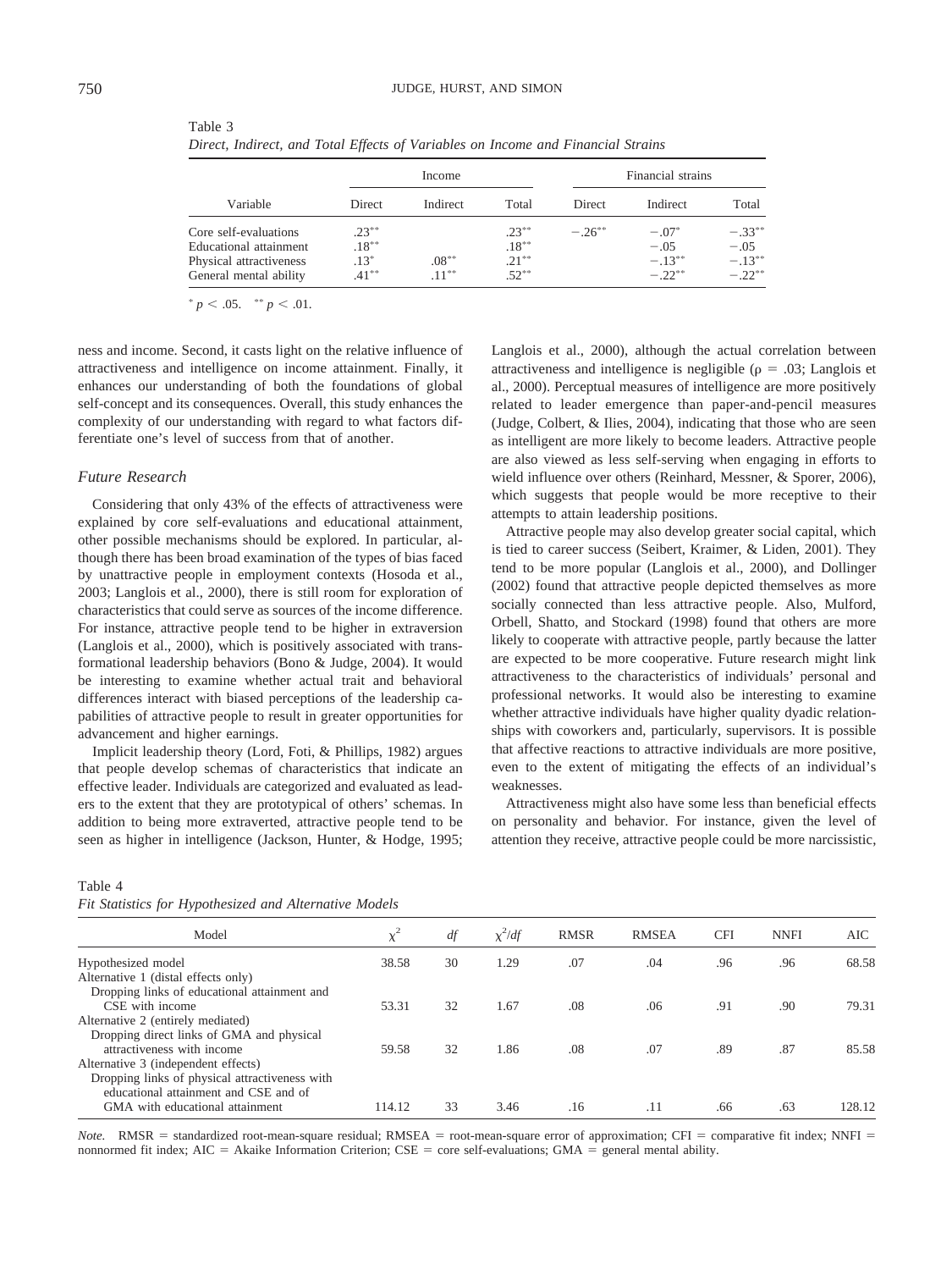Table 3
*Direct, Indirect, and Total Effects of Variables on Income and Financial Strains*

| Variable | Income | | | Financial strains | | |
|---|---|---|---|---|---|---|
| | Direct | Indirect | Total | Direct | Indirect | Total |
| Core self-evaluations | .23** | | .23** | −.26** | −.07* | −.33** |
| Educational attainment | .18** | | .18** | | −.05 | −.05 |
| Physical attractiveness | .13* | .08** | .21** | | −.13** | −.13** |
| General mental ability | .41** | .11** | .52** | | −.22** | −.22** |

* $p < .05$. ** $p < .01$.

ness and income. Second, it casts light on the relative influence of attractiveness and intelligence on income attainment. Finally, it enhances our understanding of both the foundations of global self-concept and its consequences. Overall, this study enhances the complexity of our understanding with regard to what factors differentiate one's level of success from that of another.

### *Future Research*

Considering that only 43% of the effects of attractiveness were explained by core self-evaluations and educational attainment, other possible mechanisms should be explored. In particular, although there has been broad examination of the types of bias faced by unattractive people in employment contexts (Hosoda et al., 2003; Langlois et al., 2000), there is still room for exploration of characteristics that could serve as sources of the income difference. For instance, attractive people tend to be higher in extraversion (Langlois et al., 2000), which is positively associated with transformational leadership behaviors (Bono & Judge, 2004). It would be interesting to examine whether actual trait and behavioral differences interact with biased perceptions of the leadership capabilities of attractive people to result in greater opportunities for advancement and higher earnings.

Implicit leadership theory (Lord, Foti, & Phillips, 1982) argues that people develop schemas of characteristics that indicate an effective leader. Individuals are categorized and evaluated as leaders to the extent that they are prototypical of others' schemas. In addition to being more extraverted, attractive people tend to be seen as higher in intelligence (Jackson, Hunter, & Hodge, 1995; Langlois et al., 2000), although the actual correlation between attractiveness and intelligence is negligible ($\rho = .03$; Langlois et al., 2000). Perceptual measures of intelligence are more positively related to leader emergence than paper-and-pencil measures (Judge, Colbert, & Ilies, 2004), indicating that those who are seen as intelligent are more likely to become leaders. Attractive people are also viewed as less self-serving when engaging in efforts to wield influence over others (Reinhard, Messner, & Sporer, 2006), which suggests that people would be more receptive to their attempts to attain leadership positions.

Attractive people may also develop greater social capital, which is tied to career success (Seibert, Kraimer, & Liden, 2001). They tend to be more popular (Langlois et al., 2000), and Dollinger (2002) found that attractive people depicted themselves as more socially connected than less attractive people. Also, Mulford, Orbell, Shatto, and Stockard (1998) found that others are more likely to cooperate with attractive people, partly because the latter are expected to be more cooperative. Future research might link attractiveness to the characteristics of individuals' personal and professional networks. It would also be interesting to examine whether attractive individuals have higher quality dyadic relationships with coworkers and, particularly, supervisors. It is possible that affective reactions to attractive individuals are more positive, even to the extent of mitigating the effects of an individual's weaknesses.

Attractiveness might also have some less than beneficial effects on personality and behavior. For instance, given the level of attention they receive, attractive people could be more narcissistic,

Table 4
*Fit Statistics for Hypothesized and Alternative Models*

| Model | $\chi^2$ | *df* | $\chi^2/df$ | RMSR | RMSEA | CFI | NNFI | AIC |
|---|---|---|---|---|---|---|---|---|
| Hypothesized model | 38.58 | 30 | 1.29 | .07 | .04 | .96 | .96 | 68.58 |
| Alternative 1 (distal effects only) | | | | | | | | |
| Dropping links of educational attainment and CSE with income | 53.31 | 32 | 1.67 | .08 | .06 | .91 | .90 | 79.31 |
| Alternative 2 (entirely mediated) | | | | | | | | |
| Dropping direct links of GMA and physical attractiveness with income | 59.58 | 32 | 1.86 | .08 | .07 | .89 | .87 | 85.58 |
| Alternative 3 (independent effects) | | | | | | | | |
| Dropping links of physical attractiveness with educational attainment and CSE and of GMA with educational attainment | 114.12 | 33 | 3.46 | .16 | .11 | .66 | .63 | 128.12 |

*Note.* RMSR = standardized root-mean-square residual; RMSEA = root-mean-square error of approximation; CFI = comparative fit index; NNFI = nonnormed fit index; AIC = Akaike Information Criterion; CSE = core self-evaluations; GMA = general mental ability.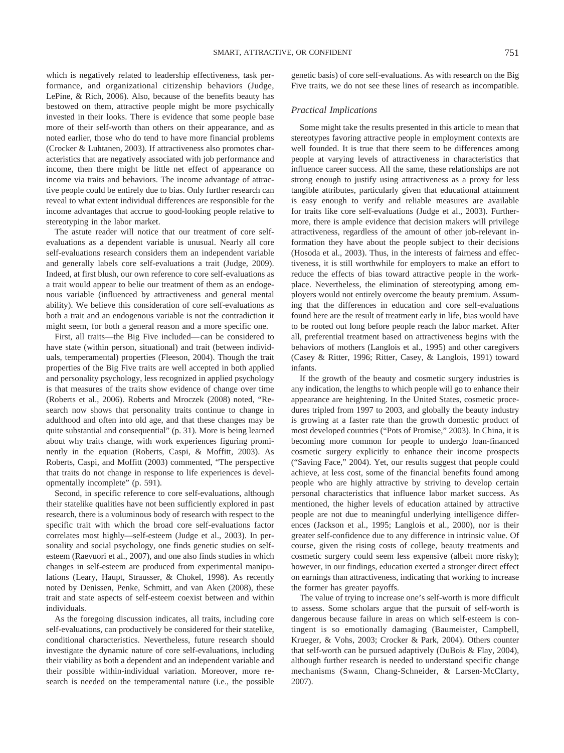which is negatively related to leadership effectiveness, task performance, and organizational citizenship behaviors (Judge, LePine, & Rich, 2006). Also, because of the benefits beauty has bestowed on them, attractive people might be more psychically invested in their looks. There is evidence that some people base more of their self-worth than others on their appearance, and as noted earlier, those who do tend to have more financial problems (Crocker & Luhtanen, 2003). If attractiveness also promotes characteristics that are negatively associated with job performance and income, then there might be little net effect of appearance on income via traits and behaviors. The income advantage of attractive people could be entirely due to bias. Only further research can reveal to what extent individual differences are responsible for the income advantages that accrue to good-looking people relative to stereotyping in the labor market.

The astute reader will notice that our treatment of core self-evaluations as a dependent variable is unusual. Nearly all core self-evaluations research considers them an independent variable and generally labels core self-evaluations a trait (Judge, 2009). Indeed, at first blush, our own reference to core self-evaluations as a trait would appear to belie our treatment of them as an endogenous variable (influenced by attractiveness and general mental ability). We believe this consideration of core self-evaluations as both a trait and an endogenous variable is not the contradiction it might seem, for both a general reason and a more specific one.

First, all traits—the Big Five included—can be considered to have state (within person, situational) and trait (between individuals, temperamental) properties (Fleeson, 2004). Though the trait properties of the Big Five traits are well accepted in both applied and personality psychology, less recognized in applied psychology is that measures of the traits show evidence of change over time (Roberts et al., 2006). Roberts and Mroczek (2008) noted, "Research now shows that personality traits continue to change in adulthood and often into old age, and that these changes may be quite substantial and consequential" (p. 31). More is being learned about why traits change, with work experiences figuring prominently in the equation (Roberts, Caspi, & Moffitt, 2003). As Roberts, Caspi, and Moffitt (2003) commented, "The perspective that traits do not change in response to life experiences is developmentally incomplete" (p. 591).

Second, in specific reference to core self-evaluations, although their statelike qualities have not been sufficiently explored in past research, there is a voluminous body of research with respect to the specific trait with which the broad core self-evaluations factor correlates most highly—self-esteem (Judge et al., 2003). In personality and social psychology, one finds genetic studies on self-esteem (Raevuori et al., 2007), and one also finds studies in which changes in self-esteem are produced from experimental manipulations (Leary, Haupt, Strausser, & Chokel, 1998). As recently noted by Denissen, Penke, Schmitt, and van Aken (2008), these trait and state aspects of self-esteem coexist between and within individuals.

As the foregoing discussion indicates, all traits, including core self-evaluations, can productively be considered for their statelike, conditional characteristics. Nevertheless, future research should investigate the dynamic nature of core self-evaluations, including their viability as both a dependent and an independent variable and their possible within-individual variation. Moreover, more research is needed on the temperamental nature (i.e., the possible genetic basis) of core self-evaluations. As with research on the Big Five traits, we do not see these lines of research as incompatible.

### *Practical Implications*

Some might take the results presented in this article to mean that stereotypes favoring attractive people in employment contexts are well founded. It is true that there seem to be differences among people at varying levels of attractiveness in characteristics that influence career success. All the same, these relationships are not strong enough to justify using attractiveness as a proxy for less tangible attributes, particularly given that educational attainment is easy enough to verify and reliable measures are available for traits like core self-evaluations (Judge et al., 2003). Furthermore, there is ample evidence that decision makers will privilege attractiveness, regardless of the amount of other job-relevant information they have about the people subject to their decisions (Hosoda et al., 2003). Thus, in the interests of fairness and effectiveness, it is still worthwhile for employers to make an effort to reduce the effects of bias toward attractive people in the workplace. Nevertheless, the elimination of stereotyping among employers would not entirely overcome the beauty premium. Assuming that the differences in education and core self-evaluations found here are the result of treatment early in life, bias would have to be rooted out long before people reach the labor market. After all, preferential treatment based on attractiveness begins with the behaviors of mothers (Langlois et al., 1995) and other caregivers (Casey & Ritter, 1996; Ritter, Casey, & Langlois, 1991) toward infants.

If the growth of the beauty and cosmetic surgery industries is any indication, the lengths to which people will go to enhance their appearance are heightening. In the United States, cosmetic procedures tripled from 1997 to 2003, and globally the beauty industry is growing at a faster rate than the growth domestic product of most developed countries ("Pots of Promise," 2003). In China, it is becoming more common for people to undergo loan-financed cosmetic surgery explicitly to enhance their income prospects ("Saving Face," 2004). Yet, our results suggest that people could achieve, at less cost, some of the financial benefits found among people who are highly attractive by striving to develop certain personal characteristics that influence labor market success. As mentioned, the higher levels of education attained by attractive people are not due to meaningful underlying intelligence differences (Jackson et al., 1995; Langlois et al., 2000), nor is their greater self-confidence due to any difference in intrinsic value. Of course, given the rising costs of college, beauty treatments and cosmetic surgery could seem less expensive (albeit more risky); however, in our findings, education exerted a stronger direct effect on earnings than attractiveness, indicating that working to increase the former has greater payoffs.

The value of trying to increase one's self-worth is more difficult to assess. Some scholars argue that the pursuit of self-worth is dangerous because failure in areas on which self-esteem is contingent is so emotionally damaging (Baumeister, Campbell, Krueger, & Vohs, 2003; Crocker & Park, 2004). Others counter that self-worth can be pursued adaptively (DuBois & Flay, 2004), although further research is needed to understand specific change mechanisms (Swann, Chang-Schneider, & Larsen-McClarty, 2007).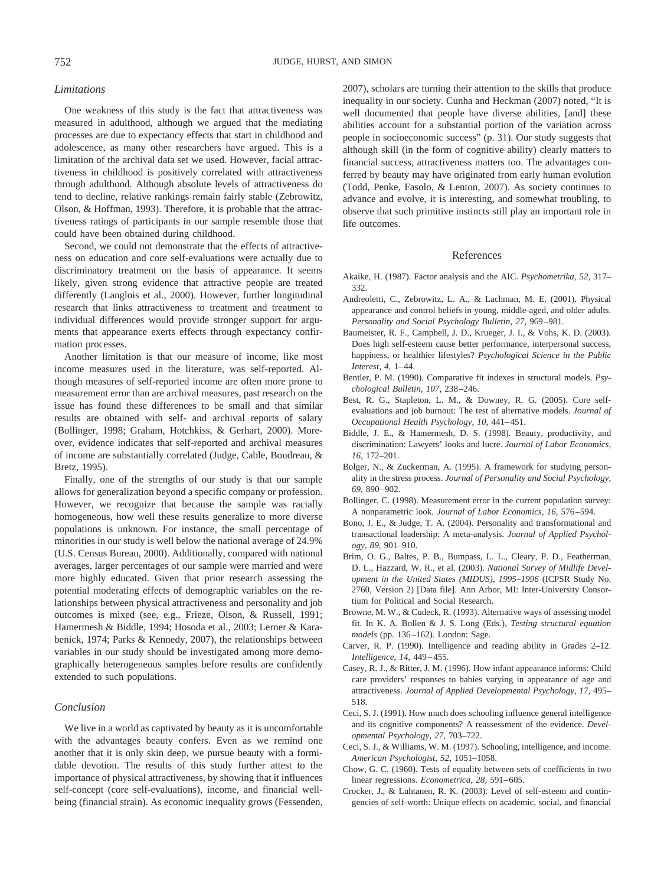### Limitations

One weakness of this study is the fact that attractiveness was measured in adulthood, although we argued that the mediating processes are due to expectancy effects that start in childhood and adolescence, as many other researchers have argued. This is a limitation of the archival data set we used. However, facial attractiveness in childhood is positively correlated with attractiveness through adulthood. Although absolute levels of attractiveness do tend to decline, relative rankings remain fairly stable (Zebrowitz, Olson, & Hoffman, 1993). Therefore, it is probable that the attractiveness ratings of participants in our sample resemble those that could have been obtained during childhood.

Second, we could not demonstrate that the effects of attractiveness on education and core self-evaluations were actually due to discriminatory treatment on the basis of appearance. It seems likely, given strong evidence that attractive people are treated differently (Langlois et al., 2000). However, further longitudinal research that links attractiveness to treatment and treatment to individual differences would provide stronger support for arguments that appearance exerts effects through expectancy confirmation processes.

Another limitation is that our measure of income, like most income measures used in the literature, was self-reported. Although measures of self-reported income are often more prone to measurement error than are archival measures, past research on the issue has found these differences to be small and that similar results are obtained with self- and archival reports of salary (Bollinger, 1998; Graham, Hotchkiss, & Gerhart, 2000). Moreover, evidence indicates that self-reported and archival measures of income are substantially correlated (Judge, Cable, Boudreau, & Bretz, 1995).

Finally, one of the strengths of our study is that our sample allows for generalization beyond a specific company or profession. However, we recognize that because the sample was racially homogeneous, how well these results generalize to more diverse populations is unknown. For instance, the small percentage of minorities in our study is well below the national average of 24.9% (U.S. Census Bureau, 2000). Additionally, compared with national averages, larger percentages of our sample were married and were more highly educated. Given that prior research assessing the potential moderating effects of demographic variables on the relationships between physical attractiveness and personality and job outcomes is mixed (see, e.g., Frieze, Olson, & Russell, 1991; Hamermesh & Biddle, 1994; Hosoda et al., 2003; Lerner & Karabenick, 1974; Parks & Kennedy, 2007), the relationships between variables in our study should be investigated among more demographically heterogeneous samples before results are confidently extended to such populations.

### Conclusion

We live in a world as captivated by beauty as it is uncomfortable with the advantages beauty confers. Even as we remind one another that it is only skin deep, we pursue beauty with a formidable devotion. The results of this study further attest to the importance of physical attractiveness, by showing that it influences self-concept (core self-evaluations), income, and financial well-being (financial strain). As economic inequality grows (Fessenden, 2007), scholars are turning their attention to the skills that produce inequality in our society. Cunha and Heckman (2007) noted, "It is well documented that people have diverse abilities, [and] these abilities account for a substantial portion of the variation across people in socioeconomic success" (p. 31). Our study suggests that although skill (in the form of cognitive ability) clearly matters to financial success, attractiveness matters too. The advantages conferred by beauty may have originated from early human evolution (Todd, Penke, Fasolo, & Lenton, 2007). As society continues to advance and evolve, it is interesting, and somewhat troubling, to observe that such primitive instincts still play an important role in life outcomes.

## References

Akaike, H. (1987). Factor analysis and the AIC. *Psychometrika, 52,* 317–332.

Andreoletti, C., Zebrowitz, L. A., & Lachman, M. E. (2001). Physical appearance and control beliefs in young, middle-aged, and older adults. *Personality and Social Psychology Bulletin, 27,* 969–981.

Baumeister, R. F., Campbell, J. D., Krueger, J. I., & Vohs, K. D. (2003). Does high self-esteem cause better performance, interpersonal success, happiness, or healthier lifestyles? *Psychological Science in the Public Interest, 4,* 1–44.

Bentler, P. M. (1990). Comparative fit indexes in structural models. *Psychological Bulletin, 107,* 238–246.

Best, R. G., Stapleton, L. M., & Downey, R. G. (2005). Core self-evaluations and job burnout: The test of alternative models. *Journal of Occupational Health Psychology, 10,* 441–451.

Biddle, J. E., & Hamermesh, D. S. (1998). Beauty, productivity, and discrimination: Lawyers' looks and lucre. *Journal of Labor Economics, 16,* 172–201.

Bolger, N., & Zuckerman, A. (1995). A framework for studying personality in the stress process. *Journal of Personality and Social Psychology, 69,* 890–902.

Bollinger, C. (1998). Measurement error in the current population survey: A nonparametric look. *Journal of Labor Economics, 16,* 576–594.

Bono, J. E., & Judge, T. A. (2004). Personality and transformational and transactional leadership: A meta-analysis. *Journal of Applied Psychology, 89,* 901–910.

Brim, O. G., Baltes, P. B., Bumpass, L. L., Cleary, P. D., Featherman, D. L., Hazzard, W. R., et al. (2003). *National Survey of Midlife Development in the United States (MIDUS), 1995–1996* (ICPSR Study No. 2760, Version 2) [Data file]. Ann Arbor, MI: Inter-University Consortium for Political and Social Research.

Browne, M. W., & Cudeck, R. (1993). Alternative ways of assessing model fit. In K. A. Bollen & J. S. Long (Eds.), *Testing structural equation models* (pp. 136–162). London: Sage.

Carver, R. P. (1990). Intelligence and reading ability in Grades 2–12. *Intelligence, 14,* 449–455.

Casey, R. J., & Ritter, J. M. (1996). How infant appearance informs: Child care providers' responses to babies varying in appearance of age and attractiveness. *Journal of Applied Developmental Psychology, 17,* 495–518.

Ceci, S. J. (1991). How much does schooling influence general intelligence and its cognitive components? A reassessment of the evidence. *Developmental Psychology, 27,* 703–722.

Ceci, S. J., & Williams, W. M. (1997). Schooling, intelligence, and income. *American Psychologist, 52,* 1051–1058.

Chow, G. C. (1960). Tests of equality between sets of coefficients in two linear regressions. *Econometrica, 28,* 591–605.

Crocker, J., & Luhtanen, R. K. (2003). Level of self-esteem and contingencies of self-worth: Unique effects on academic, social, and financial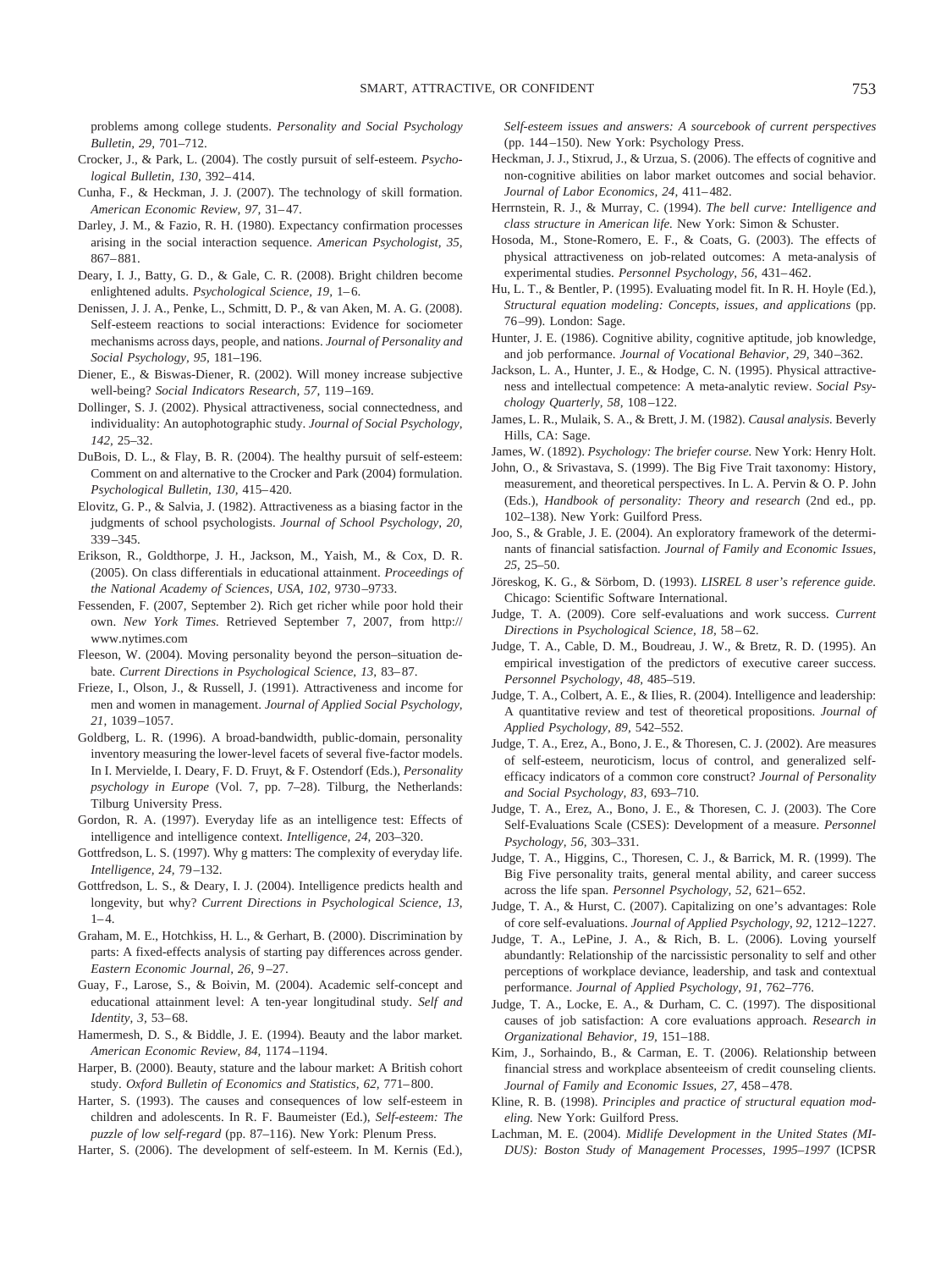problems among college students. *Personality and Social Psychology Bulletin, 29,* 701–712.

Crocker, J., & Park, L. (2004). The costly pursuit of self-esteem. *Psychological Bulletin, 130,* 392–414.

Cunha, F., & Heckman, J. J. (2007). The technology of skill formation. *American Economic Review, 97,* 31–47.

Darley, J. M., & Fazio, R. H. (1980). Expectancy confirmation processes arising in the social interaction sequence. *American Psychologist, 35,* 867–881.

Deary, I. J., Batty, G. D., & Gale, C. R. (2008). Bright children become enlightened adults. *Psychological Science, 19,* 1–6.

Denissen, J. J. A., Penke, L., Schmitt, D. P., & van Aken, M. A. G. (2008). Self-esteem reactions to social interactions: Evidence for sociometer mechanisms across days, people, and nations. *Journal of Personality and Social Psychology, 95,* 181–196.

Diener, E., & Biswas-Diener, R. (2002). Will money increase subjective well-being? *Social Indicators Research, 57,* 119–169.

Dollinger, S. J. (2002). Physical attractiveness, social connectedness, and individuality: An autophotographic study. *Journal of Social Psychology, 142,* 25–32.

DuBois, D. L., & Flay, B. R. (2004). The healthy pursuit of self-esteem: Comment on and alternative to the Crocker and Park (2004) formulation. *Psychological Bulletin, 130,* 415–420.

Elovitz, G. P., & Salvia, J. (1982). Attractiveness as a biasing factor in the judgments of school psychologists. *Journal of School Psychology, 20,* 339–345.

Erikson, R., Goldthorpe, J. H., Jackson, M., Yaish, M., & Cox, D. R. (2005). On class differentials in educational attainment. *Proceedings of the National Academy of Sciences, USA, 102,* 9730–9733.

Fessenden, F. (2007, September 2). Rich get richer while poor hold their own. *New York Times.* Retrieved September 7, 2007, from http://www.nytimes.com

Fleeson, W. (2004). Moving personality beyond the person–situation debate. *Current Directions in Psychological Science, 13,* 83–87.

Frieze, I., Olson, J., & Russell, J. (1991). Attractiveness and income for men and women in management. *Journal of Applied Social Psychology, 21,* 1039–1057.

Goldberg, L. R. (1996). A broad-bandwidth, public-domain, personality inventory measuring the lower-level facets of several five-factor models. In I. Mervielde, I. Deary, F. D. Fruyt, & F. Ostendorf (Eds.), *Personality psychology in Europe* (Vol. 7, pp. 7–28). Tilburg, the Netherlands: Tilburg University Press.

Gordon, R. A. (1997). Everyday life as an intelligence test: Effects of intelligence and intelligence context. *Intelligence, 24,* 203–320.

Gottfredson, L. S. (1997). Why g matters: The complexity of everyday life. *Intelligence, 24,* 79–132.

Gottfredson, L. S., & Deary, I. J. (2004). Intelligence predicts health and longevity, but why? *Current Directions in Psychological Science, 13,* 1–4.

Graham, M. E., Hotchkiss, H. L., & Gerhart, B. (2000). Discrimination by parts: A fixed-effects analysis of starting pay differences across gender. *Eastern Economic Journal, 26,* 9–27.

Guay, F., Larose, S., & Boivin, M. (2004). Academic self-concept and educational attainment level: A ten-year longitudinal study. *Self and Identity, 3,* 53–68.

Hamermesh, D. S., & Biddle, J. E. (1994). Beauty and the labor market. *American Economic Review, 84,* 1174–1194.

Harper, B. (2000). Beauty, stature and the labour market: A British cohort study. *Oxford Bulletin of Economics and Statistics, 62,* 771–800.

Harter, S. (1993). The causes and consequences of low self-esteem in children and adolescents. In R. F. Baumeister (Ed.), *Self-esteem: The puzzle of low self-regard* (pp. 87–116). New York: Plenum Press.

Harter, S. (2006). The development of self-esteem. In M. Kernis (Ed.), *Self-esteem issues and answers: A sourcebook of current perspectives* (pp. 144–150). New York: Psychology Press.

Heckman, J. J., Stixrud, J., & Urzua, S. (2006). The effects of cognitive and non-cognitive abilities on labor market outcomes and social behavior. *Journal of Labor Economics, 24,* 411–482.

Herrnstein, R. J., & Murray, C. (1994). *The bell curve: Intelligence and class structure in American life.* New York: Simon & Schuster.

Hosoda, M., Stone-Romero, E. F., & Coats, G. (2003). The effects of physical attractiveness on job-related outcomes: A meta-analysis of experimental studies. *Personnel Psychology, 56,* 431–462.

Hu, L. T., & Bentler, P. (1995). Evaluating model fit. In R. H. Hoyle (Ed.), *Structural equation modeling: Concepts, issues, and applications* (pp. 76–99). London: Sage.

Hunter, J. E. (1986). Cognitive ability, cognitive aptitude, job knowledge, and job performance. *Journal of Vocational Behavior, 29,* 340–362.

Jackson, L. A., Hunter, J. E., & Hodge, C. N. (1995). Physical attractiveness and intellectual competence: A meta-analytic review. *Social Psychology Quarterly, 58,* 108–122.

James, L. R., Mulaik, S. A., & Brett, J. M. (1982). *Causal analysis.* Beverly Hills, CA: Sage.

James, W. (1892). *Psychology: The briefer course.* New York: Henry Holt.

John, O., & Srivastava, S. (1999). The Big Five Trait taxonomy: History, measurement, and theoretical perspectives. In L. A. Pervin & O. P. John (Eds.), *Handbook of personality: Theory and research* (2nd ed., pp. 102–138). New York: Guilford Press.

Joo, S., & Grable, J. E. (2004). An exploratory framework of the determinants of financial satisfaction. *Journal of Family and Economic Issues, 25,* 25–50.

Jöreskog, K. G., & Sörbom, D. (1993). *LISREL 8 user's reference guide.* Chicago: Scientific Software International.

Judge, T. A. (2009). Core self-evaluations and work success. *Current Directions in Psychological Science, 18,* 58–62.

Judge, T. A., Cable, D. M., Boudreau, J. W., & Bretz, R. D. (1995). An empirical investigation of the predictors of executive career success. *Personnel Psychology, 48,* 485–519.

Judge, T. A., Colbert, A. E., & Ilies, R. (2004). Intelligence and leadership: A quantitative review and test of theoretical propositions. *Journal of Applied Psychology, 89,* 542–552.

Judge, T. A., Erez, A., Bono, J. E., & Thoresen, C. J. (2002). Are measures of self-esteem, neuroticism, locus of control, and generalized self-efficacy indicators of a common core construct? *Journal of Personality and Social Psychology, 83,* 693–710.

Judge, T. A., Erez, A., Bono, J. E., & Thoresen, C. J. (2003). The Core Self-Evaluations Scale (CSES): Development of a measure. *Personnel Psychology, 56,* 303–331.

Judge, T. A., Higgins, C., Thoresen, C. J., & Barrick, M. R. (1999). The Big Five personality traits, general mental ability, and career success across the life span. *Personnel Psychology, 52,* 621–652.

Judge, T. A., & Hurst, C. (2007). Capitalizing on one's advantages: Role of core self-evaluations. *Journal of Applied Psychology, 92,* 1212–1227.

Judge, T. A., LePine, J. A., & Rich, B. L. (2006). Loving yourself abundantly: Relationship of the narcissistic personality to self and other perceptions of workplace deviance, leadership, and task and contextual performance. *Journal of Applied Psychology, 91,* 762–776.

Judge, T. A., Locke, E. A., & Durham, C. C. (1997). The dispositional causes of job satisfaction: A core evaluations approach. *Research in Organizational Behavior, 19,* 151–188.

Kim, J., Sorhaindo, B., & Carman, E. T. (2006). Relationship between financial stress and workplace absenteeism of credit counseling clients. *Journal of Family and Economic Issues, 27,* 458–478.

Kline, R. B. (1998). *Principles and practice of structural equation modeling.* New York: Guilford Press.

Lachman, M. E. (2004). *Midlife Development in the United States (MIDUS): Boston Study of Management Processes, 1995–1997* (ICPSR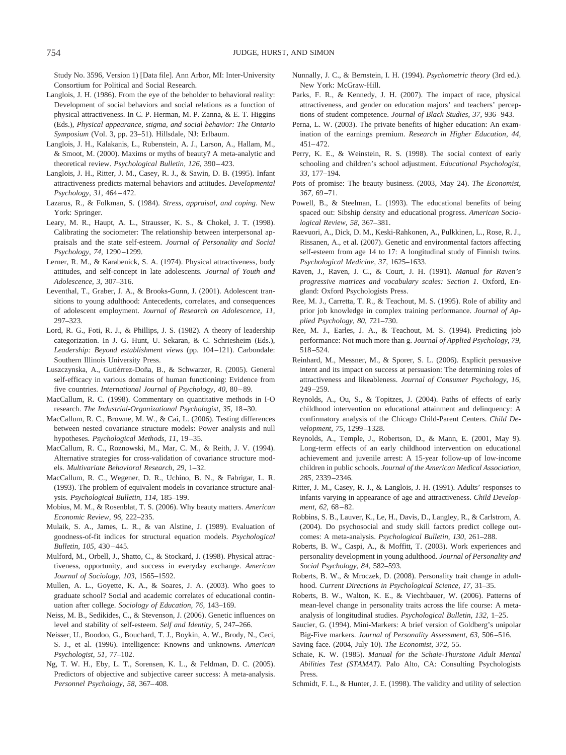Study No. 3596, Version 1) [Data file]. Ann Arbor, MI: Inter-University Consortium for Political and Social Research.

Langlois, J. H. (1986). From the eye of the beholder to behavioral reality: Development of social behaviors and social relations as a function of physical attractiveness. In C. P. Herman, M. P. Zanna, & E. T. Higgins (Eds.), *Physical appearance, stigma, and social behavior: The Ontario Symposium* (Vol. 3, pp. 23–51). Hillsdale, NJ: Erlbaum.

Langlois, J. H., Kalakanis, L., Rubenstein, A. J., Larson, A., Hallam, M., & Smoot, M. (2000). Maxims or myths of beauty? A meta-analytic and theoretical review. *Psychological Bulletin, 126,* 390–423.

Langlois, J. H., Ritter, J. M., Casey, R. J., & Sawin, D. B. (1995). Infant attractiveness predicts maternal behaviors and attitudes. *Developmental Psychology, 31,* 464–472.

Lazarus, R., & Folkman, S. (1984). *Stress, appraisal, and coping.* New York: Springer.

Leary, M. R., Haupt, A. L., Strausser, K. S., & Chokel, J. T. (1998). Calibrating the sociometer: The relationship between interpersonal appraisals and the state self-esteem. *Journal of Personality and Social Psychology, 74,* 1290–1299.

Lerner, R. M., & Karabenick, S. A. (1974). Physical attractiveness, body attitudes, and self-concept in late adolescents. *Journal of Youth and Adolescence, 3,* 307–316.

Leventhal, T., Graber, J. A., & Brooks-Gunn, J. (2001). Adolescent transitions to young adulthood: Antecedents, correlates, and consequences of adolescent employment. *Journal of Research on Adolescence, 11,* 297–323.

Lord, R. G., Foti, R. J., & Phillips, J. S. (1982). A theory of leadership categorization. In J. G. Hunt, U. Sekaran, & C. Schriesheim (Eds.), *Leadership: Beyond establishment views* (pp. 104–121). Carbondale: Southern Illinois University Press.

Luszczynska, A., Gutiérrez-Doña, B., & Schwarzer, R. (2005). General self-efficacy in various domains of human functioning: Evidence from five countries. *International Journal of Psychology, 40,* 80–89.

MacCallum, R. C. (1998). Commentary on quantitative methods in I-O research. *The Industrial-Organizational Psychologist, 35,* 18–30.

MacCallum, R. C., Browne, M. W., & Cai, L. (2006). Testing differences between nested covariance structure models: Power analysis and null hypotheses. *Psychological Methods, 11,* 19–35.

MacCallum, R. C., Roznowski, M., Mar, C. M., & Reith, J. V. (1994). Alternative strategies for cross-validation of covariance structure models. *Multivariate Behavioral Research, 29,* 1–32.

MacCallum, R. C., Wegener, D. R., Uchino, B. N., & Fabrigar, L. R. (1993). The problem of equivalent models in covariance structure analysis. *Psychological Bulletin, 114,* 185–199.

Mobius, M. M., & Rosenblat, T. S. (2006). Why beauty matters. *American Economic Review, 96,* 222–235.

Mulaik, S. A., James, L. R., & van Alstine, J. (1989). Evaluation of goodness-of-fit indices for structural equation models. *Psychological Bulletin, 105,* 430–445.

Mulford, M., Orbell, J., Shatto, C., & Stockard, J. (1998). Physical attractiveness, opportunity, and success in everyday exchange. *American Journal of Sociology, 103,* 1565–1592.

Mullen, A. L., Goyette, K. A., & Soares, J. A. (2003). Who goes to graduate school? Social and academic correlates of educational continuation after college. *Sociology of Education, 76,* 143–169.

Neiss, M. B., Sedikides, C., & Stevenson, J. (2006). Genetic influences on level and stability of self-esteem. *Self and Identity, 5,* 247–266.

Neisser, U., Boodoo, G., Bouchard, T. J., Boykin, A. W., Brody, N., Ceci, S. J., et al. (1996). Intelligence: Knowns and unknowns. *American Psychologist, 51,* 77–102.

Ng, T. W. H., Eby, L. T., Sorensen, K. L., & Feldman, D. C. (2005). Predictors of objective and subjective career success: A meta-analysis. *Personnel Psychology, 58,* 367–408.

Nunnally, J. C., & Bernstein, I. H. (1994). *Psychometric theory* (3rd ed.). New York: McGraw-Hill.

Parks, F. R., & Kennedy, J. H. (2007). The impact of race, physical attractiveness, and gender on education majors' and teachers' perceptions of student competence. *Journal of Black Studies, 37,* 936–943.

Perna, L. W. (2003). The private benefits of higher education: An examination of the earnings premium. *Research in Higher Education, 44,* 451–472.

Perry, K. E., & Weinstein, R. S. (1998). The social context of early schooling and children's school adjustment. *Educational Psychologist, 33,* 177–194.

Pots of promise: The beauty business. (2003, May 24). *The Economist, 367,* 69–71.

Powell, B., & Steelman, L. (1993). The educational benefits of being spaced out: Sibship density and educational progress. *American Sociological Review, 58,* 367–381.

Raevuori, A., Dick, D. M., Keski-Rahkonen, A., Pulkkinen, L., Rose, R. J., Rissanen, A., et al. (2007). Genetic and environmental factors affecting self-esteem from age 14 to 17: A longitudinal study of Finnish twins. *Psychological Medicine, 37,* 1625–1633.

Raven, J., Raven, J. C., & Court, J. H. (1991). *Manual for Raven's progressive matrices and vocabulary scales: Section 1.* Oxford, England: Oxford Psychologists Press.

Ree, M. J., Carretta, T. R., & Teachout, M. S. (1995). Role of ability and prior job knowledge in complex training performance. *Journal of Applied Psychology, 80,* 721–730.

Ree, M. J., Earles, J. A., & Teachout, M. S. (1994). Predicting job performance: Not much more than g. *Journal of Applied Psychology, 79,* 518–524.

Reinhard, M., Messner, M., & Sporer, S. L. (2006). Explicit persuasive intent and its impact on success at persuasion: The determining roles of attractiveness and likeableness. *Journal of Consumer Psychology, 16,* 249–259.

Reynolds, A., Ou, S., & Topitzes, J. (2004). Paths of effects of early childhood intervention on educational attainment and delinquency: A confirmatory analysis of the Chicago Child-Parent Centers. *Child Development, 75,* 1299–1328.

Reynolds, A., Temple, J., Robertson, D., & Mann, E. (2001, May 9). Long-term effects of an early childhood intervention on educational achievement and juvenile arrest: A 15-year follow-up of low-income children in public schools. *Journal of the American Medical Association, 285,* 2339–2346.

Ritter, J. M., Casey, R. J., & Langlois, J. H. (1991). Adults' responses to infants varying in appearance of age and attractiveness. *Child Development, 62,* 68–82.

Robbins, S. B., Lauver, K., Le, H., Davis, D., Langley, R., & Carlstrom, A. (2004). Do psychosocial and study skill factors predict college outcomes: A meta-analysis. *Psychological Bulletin, 130,* 261–288.

Roberts, B. W., Caspi, A., & Moffitt, T. (2003). Work experiences and personality development in young adulthood. *Journal of Personality and Social Psychology, 84,* 582–593.

Roberts, B. W., & Mroczek, D. (2008). Personality trait change in adulthood. *Current Directions in Psychological Science, 17,* 31–35.

Roberts, B. W., Walton, K. E., & Viechtbauer, W. (2006). Patterns of mean-level change in personality traits across the life course: A meta-analysis of longitudinal studies. *Psychological Bulletin, 132,* 1–25.

Saucier, G. (1994). Mini-Markers: A brief version of Goldberg's unipolar Big-Five markers. *Journal of Personality Assessment, 63,* 506–516.

Saving face. (2004, July 10). *The Economist, 372,* 55.

Schaie, K. W. (1985). *Manual for the Schaie-Thurstone Adult Mental Abilities Test (STAMAT).* Palo Alto, CA: Consulting Psychologists Press.

Schmidt, F. L., & Hunter, J. E. (1998). The validity and utility of selection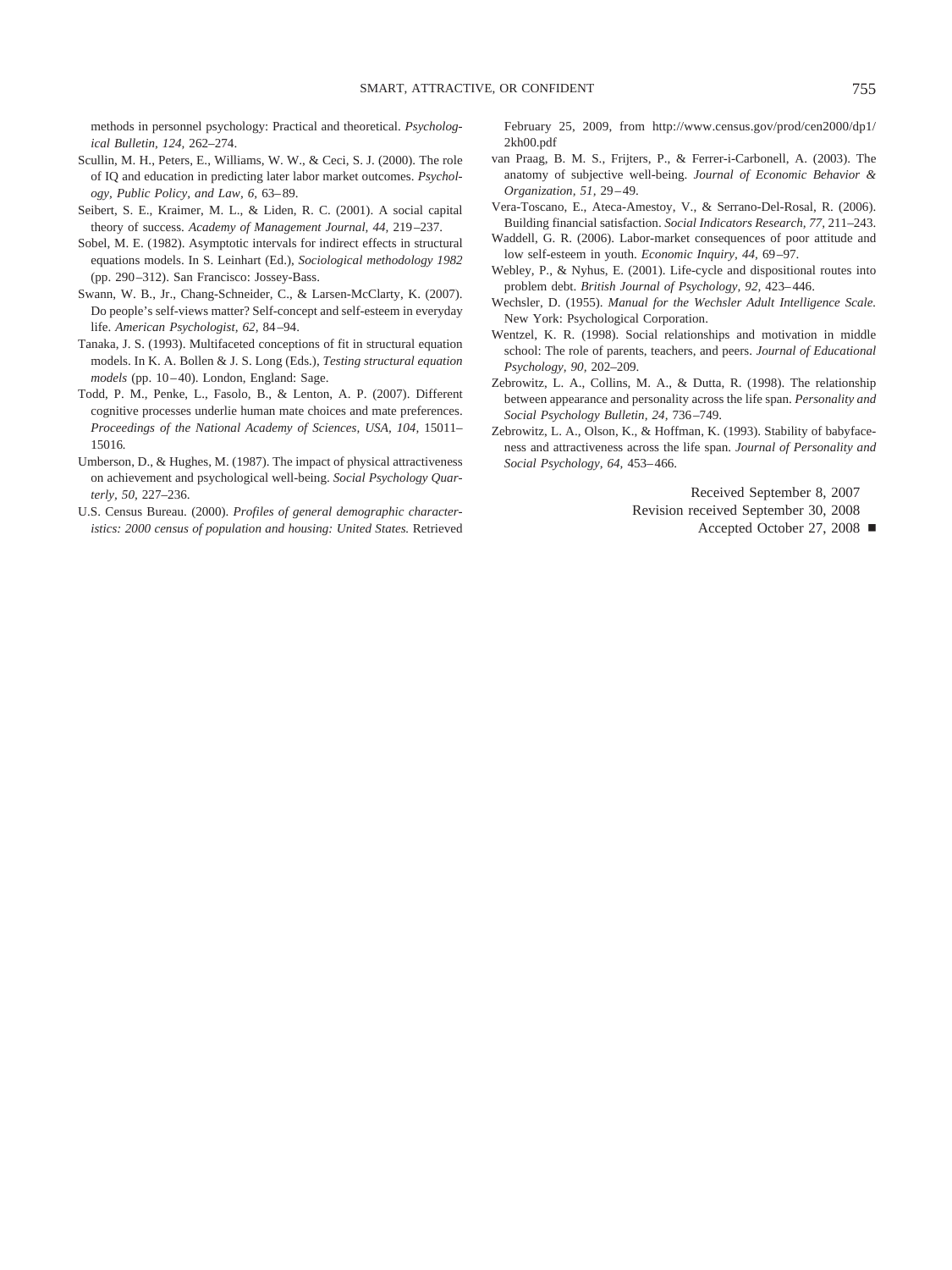methods in personnel psychology: Practical and theoretical. *Psychological Bulletin, 124,* 262–274.

Scullin, M. H., Peters, E., Williams, W. W., & Ceci, S. J. (2000). The role of IQ and education in predicting later labor market outcomes. *Psychology, Public Policy, and Law, 6,* 63–89.

Seibert, S. E., Kraimer, M. L., & Liden, R. C. (2001). A social capital theory of success. *Academy of Management Journal, 44,* 219–237.

Sobel, M. E. (1982). Asymptotic intervals for indirect effects in structural equations models. In S. Leinhart (Ed.), *Sociological methodology 1982* (pp. 290–312). San Francisco: Jossey-Bass.

Swann, W. B., Jr., Chang-Schneider, C., & Larsen-McClarty, K. (2007). Do people's self-views matter? Self-concept and self-esteem in everyday life. *American Psychologist, 62,* 84–94.

Tanaka, J. S. (1993). Multifaceted conceptions of fit in structural equation models. In K. A. Bollen & J. S. Long (Eds.), *Testing structural equation models* (pp. 10–40). London, England: Sage.

Todd, P. M., Penke, L., Fasolo, B., & Lenton, A. P. (2007). Different cognitive processes underlie human mate choices and mate preferences. *Proceedings of the National Academy of Sciences, USA, 104,* 15011–15016.

Umberson, D., & Hughes, M. (1987). The impact of physical attractiveness on achievement and psychological well-being. *Social Psychology Quarterly, 50,* 227–236.

U.S. Census Bureau. (2000). *Profiles of general demographic characteristics: 2000 census of population and housing: United States.* Retrieved February 25, 2009, from http://www.census.gov/prod/cen2000/dp1/2kh00.pdf

van Praag, B. M. S., Frijters, P., & Ferrer-i-Carbonell, A. (2003). The anatomy of subjective well-being. *Journal of Economic Behavior & Organization, 51,* 29–49.

Vera-Toscano, E., Ateca-Amestoy, V., & Serrano-Del-Rosal, R. (2006). Building financial satisfaction. *Social Indicators Research, 77,* 211–243.

Waddell, G. R. (2006). Labor-market consequences of poor attitude and low self-esteem in youth. *Economic Inquiry, 44,* 69–97.

Webley, P., & Nyhus, E. (2001). Life-cycle and dispositional routes into problem debt. *British Journal of Psychology, 92,* 423–446.

Wechsler, D. (1955). *Manual for the Wechsler Adult Intelligence Scale.* New York: Psychological Corporation.

Wentzel, K. R. (1998). Social relationships and motivation in middle school: The role of parents, teachers, and peers. *Journal of Educational Psychology, 90,* 202–209.

Zebrowitz, L. A., Collins, M. A., & Dutta, R. (1998). The relationship between appearance and personality across the life span. *Personality and Social Psychology Bulletin, 24,* 736–749.

Zebrowitz, L. A., Olson, K., & Hoffman, K. (1993). Stability of babyfaceness and attractiveness across the life span. *Journal of Personality and Social Psychology, 64,* 453–466.

Received September 8, 2007
Revision received September 30, 2008
Accepted October 27, 2008 ■